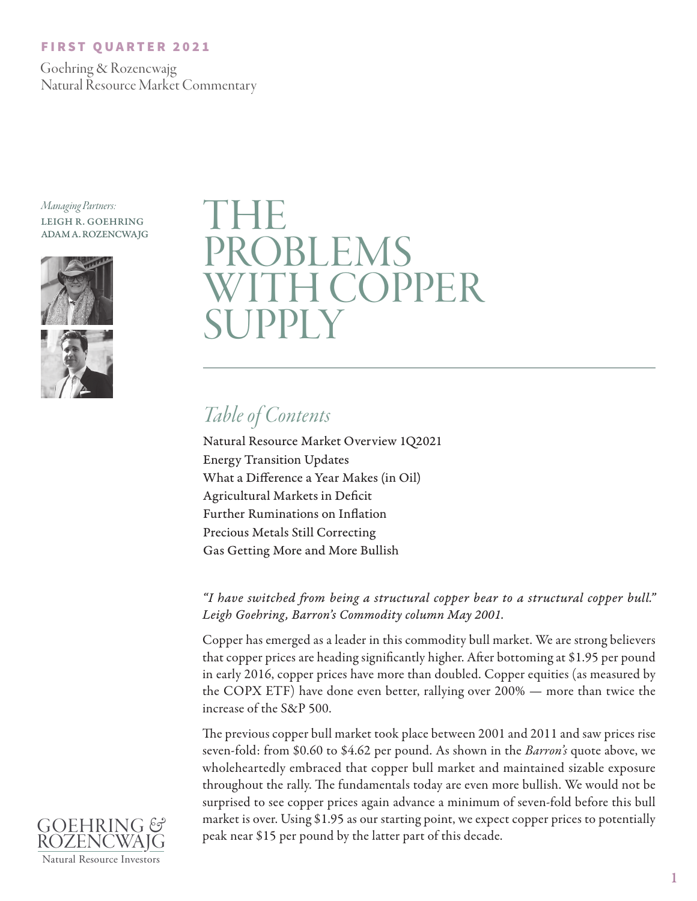FIRST QUARTER 2021

Goehring & Rozencwajg
Natural Resource Market Commentary

*Managing Partners:*
LEIGH R. GOEHRING
ADAM A. ROZENCWAJG

# THE PROBLEMS WITH COPPER SUPPLY

## *Table of Contents*

Natural Resource Market Overview 1Q2021
Energy Transition Updates
What a Difference a Year Makes (in Oil)
Agricultural Markets in Deficit
Further Ruminations on Inflation
Precious Metals Still Correcting
Gas Getting More and More Bullish

*"I have switched from being a structural copper bear to a structural copper bull." Leigh Goehring, Barron's Commodity column May 2001.*

Copper has emerged as a leader in this commodity bull market. We are strong believers that copper prices are heading significantly higher. After bottoming at $1.95 per pound in early 2016, copper prices have more than doubled. Copper equities (as measured by the COPX ETF) have done even better, rallying over 200% — more than twice the increase of the S&P 500.

The previous copper bull market took place between 2001 and 2011 and saw prices rise seven-fold: from $0.60 to $4.62 per pound. As shown in the *Barron's* quote above, we wholeheartedly embraced that copper bull market and maintained sizable exposure throughout the rally. The fundamentals today are even more bullish. We would not be surprised to see copper prices again advance a minimum of seven-fold before this bull market is over. Using $1.95 as our starting point, we expect copper prices to potentially peak near $15 per pound by the latter part of this decade.

GOEHRING & ROZENCWAJG
Natural Resource Investors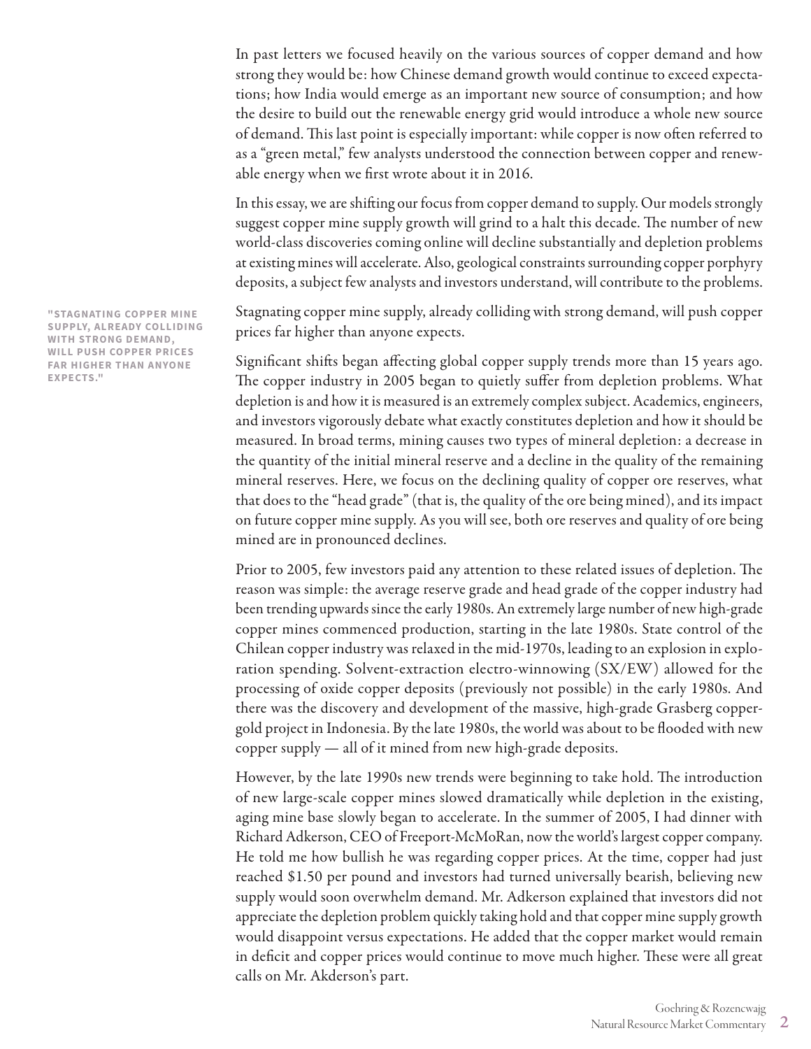In past letters we focused heavily on the various sources of copper demand and how strong they would be: how Chinese demand growth would continue to exceed expectations; how India would emerge as an important new source of consumption; and how the desire to build out the renewable energy grid would introduce a whole new source of demand. This last point is especially important: while copper is now often referred to as a "green metal," few analysts understood the connection between copper and renewable energy when we first wrote about it in 2016.

In this essay, we are shifting our focus from copper demand to supply. Our models strongly suggest copper mine supply growth will grind to a halt this decade. The number of new world-class discoveries coming online will decline substantially and depletion problems at existing mines will accelerate. Also, geological constraints surrounding copper porphyry deposits, a subject few analysts and investors understand, will contribute to the problems.

> **"STAGNATING COPPER MINE SUPPLY, ALREADY COLLIDING WITH STRONG DEMAND, WILL PUSH COPPER PRICES FAR HIGHER THAN ANYONE EXPECTS."**

Stagnating copper mine supply, already colliding with strong demand, will push copper prices far higher than anyone expects.

Significant shifts began affecting global copper supply trends more than 15 years ago. The copper industry in 2005 began to quietly suffer from depletion problems. What depletion is and how it is measured is an extremely complex subject. Academics, engineers, and investors vigorously debate what exactly constitutes depletion and how it should be measured. In broad terms, mining causes two types of mineral depletion: a decrease in the quantity of the initial mineral reserve and a decline in the quality of the remaining mineral reserves. Here, we focus on the declining quality of copper ore reserves, what that does to the "head grade" (that is, the quality of the ore being mined), and its impact on future copper mine supply. As you will see, both ore reserves and quality of ore being mined are in pronounced declines.

Prior to 2005, few investors paid any attention to these related issues of depletion. The reason was simple: the average reserve grade and head grade of the copper industry had been trending upwards since the early 1980s. An extremely large number of new high-grade copper mines commenced production, starting in the late 1980s. State control of the Chilean copper industry was relaxed in the mid-1970s, leading to an explosion in exploration spending. Solvent-extraction electro-winnowing (SX/EW) allowed for the processing of oxide copper deposits (previously not possible) in the early 1980s. And there was the discovery and development of the massive, high-grade Grasberg copper-gold project in Indonesia. By the late 1980s, the world was about to be flooded with new copper supply — all of it mined from new high-grade deposits.

However, by the late 1990s new trends were beginning to take hold. The introduction of new large-scale copper mines slowed dramatically while depletion in the existing, aging mine base slowly began to accelerate. In the summer of 2005, I had dinner with Richard Adkerson, CEO of Freeport-McMoRan, now the world's largest copper company. He told me how bullish he was regarding copper prices. At the time, copper had just reached $1.50 per pound and investors had turned universally bearish, believing new supply would soon overwhelm demand. Mr. Adkerson explained that investors did not appreciate the depletion problem quickly taking hold and that copper mine supply growth would disappoint versus expectations. He added that the copper market would remain in deficit and copper prices would continue to move much higher. These were all great calls on Mr. Akderson's part.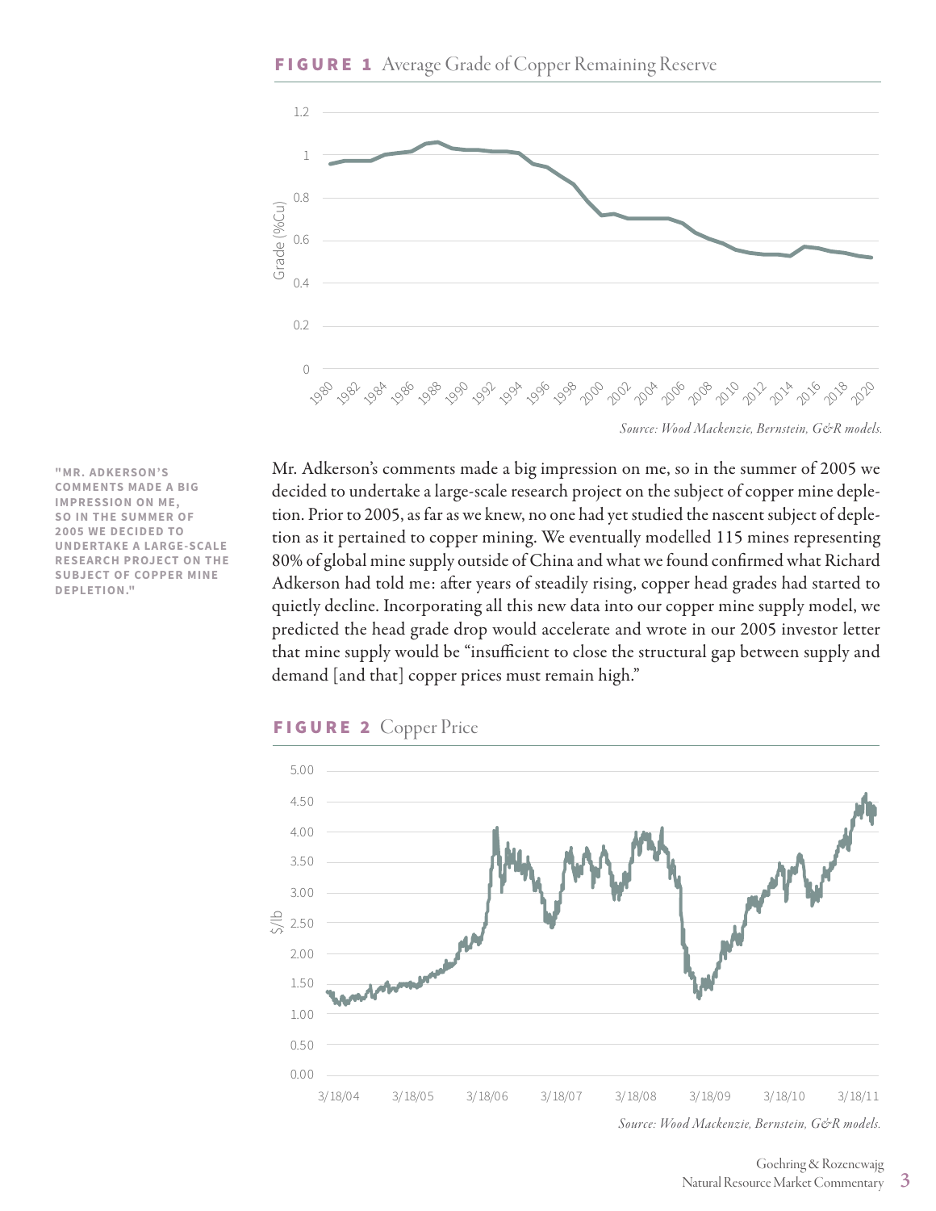**FIGURE 1** Average Grade of Copper Remaining Reserve

*Source: Wood Mackenzie, Bernstein, G&R models.*

> "MR. ADKERSON'S COMMENTS MADE A BIG IMPRESSION ON ME, SO IN THE SUMMER OF 2005 WE DECIDED TO UNDERTAKE A LARGE-SCALE RESEARCH PROJECT ON THE SUBJECT OF COPPER MINE DEPLETION."

Mr. Adkerson's comments made a big impression on me, so in the summer of 2005 we decided to undertake a large-scale research project on the subject of copper mine depletion. Prior to 2005, as far as we knew, no one had yet studied the nascent subject of depletion as it pertained to copper mining. We eventually modelled 115 mines representing 80% of global mine supply outside of China and what we found confirmed what Richard Adkerson had told me: after years of steadily rising, copper head grades had started to quietly decline. Incorporating all this new data into our copper mine supply model, we predicted the head grade drop would accelerate and wrote in our 2005 investor letter that mine supply would be "insufficient to close the structural gap between supply and demand [and that] copper prices must remain high."

**FIGURE 2** Copper Price

*Source: Wood Mackenzie, Bernstein, G&R models.*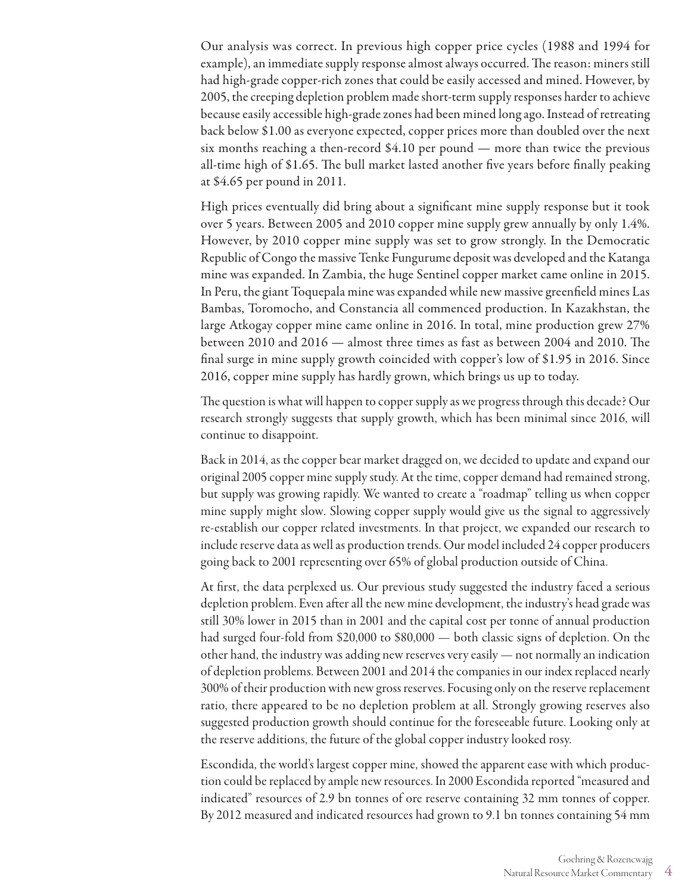Our analysis was correct. In previous high copper price cycles (1988 and 1994 for example), an immediate supply response almost always occurred. The reason: miners still had high-grade copper-rich zones that could be easily accessed and mined. However, by 2005, the creeping depletion problem made short-term supply responses harder to achieve because easily accessible high-grade zones had been mined long ago. Instead of retreating back below $1.00 as everyone expected, copper prices more than doubled over the next six months reaching a then-record $4.10 per pound — more than twice the previous all-time high of $1.65. The bull market lasted another five years before finally peaking at $4.65 per pound in 2011.

High prices eventually did bring about a significant mine supply response but it took over 5 years. Between 2005 and 2010 copper mine supply grew annually by only 1.4%. However, by 2010 copper mine supply was set to grow strongly. In the Democratic Republic of Congo the massive Tenke Fungurume deposit was developed and the Katanga mine was expanded. In Zambia, the huge Sentinel copper market came online in 2015. In Peru, the giant Toquepala mine was expanded while new massive greenfield mines Las Bambas, Toromocho, and Constancia all commenced production. In Kazakhstan, the large Atkogay copper mine came online in 2016. In total, mine production grew 27% between 2010 and 2016 — almost three times as fast as between 2004 and 2010. The final surge in mine supply growth coincided with copper's low of $1.95 in 2016. Since 2016, copper mine supply has hardly grown, which brings us up to today.

The question is what will happen to copper supply as we progress through this decade? Our research strongly suggests that supply growth, which has been minimal since 2016, will continue to disappoint.

Back in 2014, as the copper bear market dragged on, we decided to update and expand our original 2005 copper mine supply study. At the time, copper demand had remained strong, but supply was growing rapidly. We wanted to create a "roadmap" telling us when copper mine supply might slow. Slowing copper supply would give us the signal to aggressively re-establish our copper related investments. In that project, we expanded our research to include reserve data as well as production trends. Our model included 24 copper producers going back to 2001 representing over 65% of global production outside of China.

At first, the data perplexed us. Our previous study suggested the industry faced a serious depletion problem. Even after all the new mine development, the industry's head grade was still 30% lower in 2015 than in 2001 and the capital cost per tonne of annual production had surged four-fold from $20,000 to $80,000 — both classic signs of depletion. On the other hand, the industry was adding new reserves very easily — not normally an indication of depletion problems. Between 2001 and 2014 the companies in our index replaced nearly 300% of their production with new gross reserves. Focusing only on the reserve replacement ratio, there appeared to be no depletion problem at all. Strongly growing reserves also suggested production growth should continue for the foreseeable future. Looking only at the reserve additions, the future of the global copper industry looked rosy.

Escondida, the world's largest copper mine, showed the apparent ease with which production could be replaced by ample new resources. In 2000 Escondida reported "measured and indicated" resources of 2.9 bn tonnes of ore reserve containing 32 mm tonnes of copper. By 2012 measured and indicated resources had grown to 9.1 bn tonnes containing 54 mm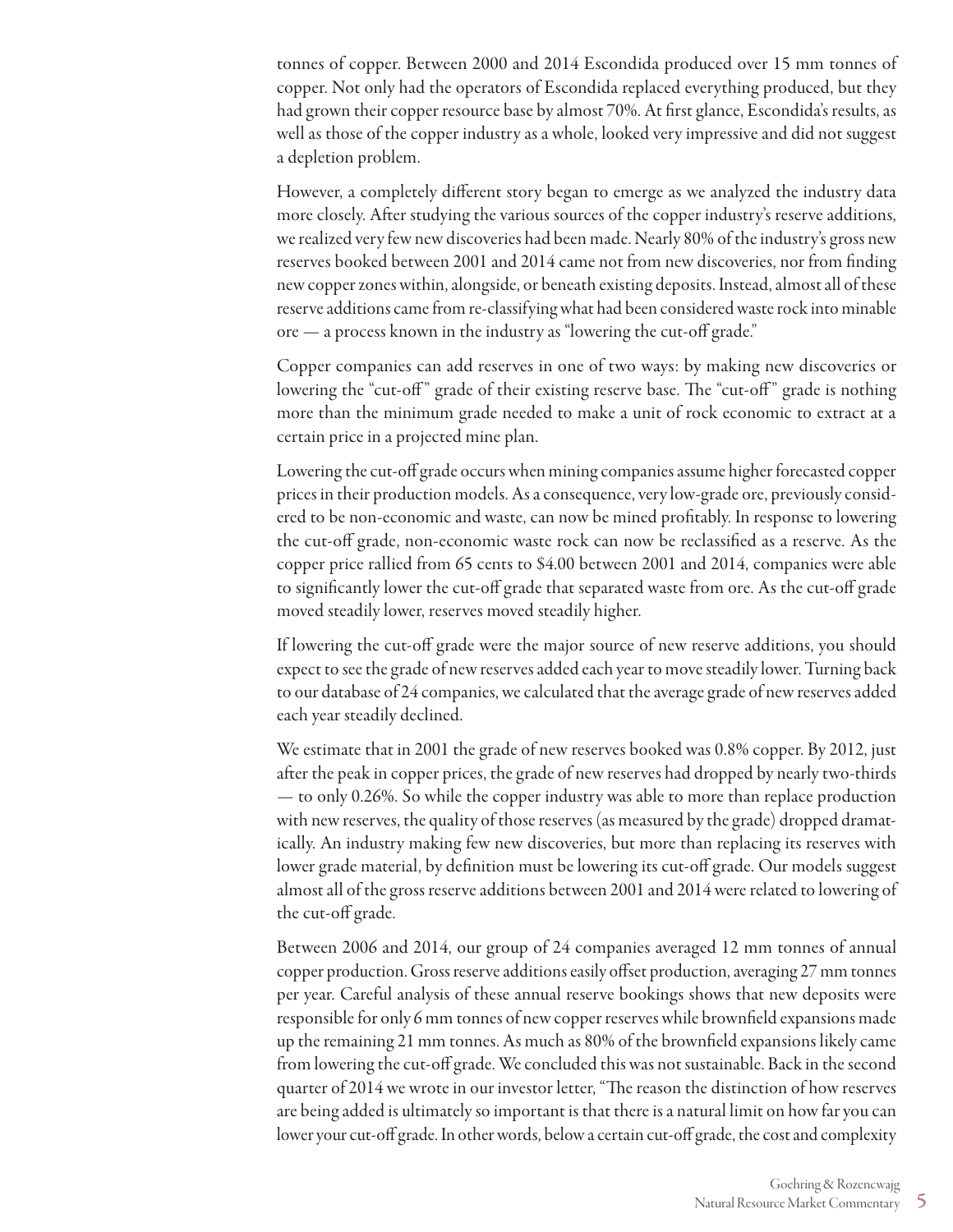tonnes of copper. Between 2000 and 2014 Escondida produced over 15 mm tonnes of copper. Not only had the operators of Escondida replaced everything produced, but they had grown their copper resource base by almost 70%. At first glance, Escondida's results, as well as those of the copper industry as a whole, looked very impressive and did not suggest a depletion problem.

However, a completely different story began to emerge as we analyzed the industry data more closely. After studying the various sources of the copper industry's reserve additions, we realized very few new discoveries had been made. Nearly 80% of the industry's gross new reserves booked between 2001 and 2014 came not from new discoveries, nor from finding new copper zones within, alongside, or beneath existing deposits. Instead, almost all of these reserve additions came from re-classifying what had been considered waste rock into minable ore — a process known in the industry as "lowering the cut-off grade."

Copper companies can add reserves in one of two ways: by making new discoveries or lowering the "cut-off" grade of their existing reserve base. The "cut-off" grade is nothing more than the minimum grade needed to make a unit of rock economic to extract at a certain price in a projected mine plan.

Lowering the cut-off grade occurs when mining companies assume higher forecasted copper prices in their production models. As a consequence, very low-grade ore, previously considered to be non-economic and waste, can now be mined profitably. In response to lowering the cut-off grade, non-economic waste rock can now be reclassified as a reserve. As the copper price rallied from 65 cents to $4.00 between 2001 and 2014, companies were able to significantly lower the cut-off grade that separated waste from ore. As the cut-off grade moved steadily lower, reserves moved steadily higher.

If lowering the cut-off grade were the major source of new reserve additions, you should expect to see the grade of new reserves added each year to move steadily lower. Turning back to our database of 24 companies, we calculated that the average grade of new reserves added each year steadily declined.

We estimate that in 2001 the grade of new reserves booked was 0.8% copper. By 2012, just after the peak in copper prices, the grade of new reserves had dropped by nearly two-thirds — to only 0.26%. So while the copper industry was able to more than replace production with new reserves, the quality of those reserves (as measured by the grade) dropped dramatically. An industry making few new discoveries, but more than replacing its reserves with lower grade material, by definition must be lowering its cut-off grade. Our models suggest almost all of the gross reserve additions between 2001 and 2014 were related to lowering of the cut-off grade.

Between 2006 and 2014, our group of 24 companies averaged 12 mm tonnes of annual copper production. Gross reserve additions easily offset production, averaging 27 mm tonnes per year. Careful analysis of these annual reserve bookings shows that new deposits were responsible for only 6 mm tonnes of new copper reserves while brownfield expansions made up the remaining 21 mm tonnes. As much as 80% of the brownfield expansions likely came from lowering the cut-off grade. We concluded this was not sustainable. Back in the second quarter of 2014 we wrote in our investor letter, "The reason the distinction of how reserves are being added is ultimately so important is that there is a natural limit on how far you can lower your cut-off grade. In other words, below a certain cut-off grade, the cost and complexity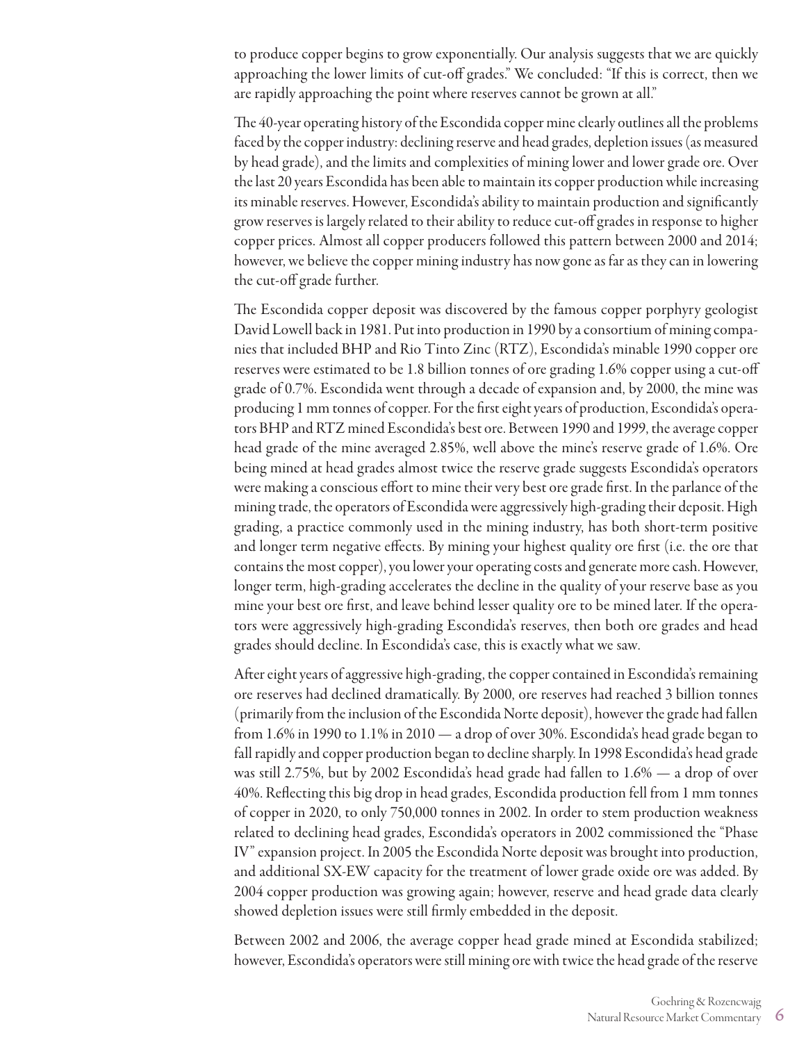to produce copper begins to grow exponentially. Our analysis suggests that we are quickly approaching the lower limits of cut-off grades." We concluded: "If this is correct, then we are rapidly approaching the point where reserves cannot be grown at all."

The 40-year operating history of the Escondida copper mine clearly outlines all the problems faced by the copper industry: declining reserve and head grades, depletion issues (as measured by head grade), and the limits and complexities of mining lower and lower grade ore. Over the last 20 years Escondida has been able to maintain its copper production while increasing its minable reserves. However, Escondida's ability to maintain production and significantly grow reserves is largely related to their ability to reduce cut-off grades in response to higher copper prices. Almost all copper producers followed this pattern between 2000 and 2014; however, we believe the copper mining industry has now gone as far as they can in lowering the cut-off grade further.

The Escondida copper deposit was discovered by the famous copper porphyry geologist David Lowell back in 1981. Put into production in 1990 by a consortium of mining companies that included BHP and Rio Tinto Zinc (RTZ), Escondida's minable 1990 copper ore reserves were estimated to be 1.8 billion tonnes of ore grading 1.6% copper using a cut-off grade of 0.7%. Escondida went through a decade of expansion and, by 2000, the mine was producing 1 mm tonnes of copper. For the first eight years of production, Escondida's operators BHP and RTZ mined Escondida's best ore. Between 1990 and 1999, the average copper head grade of the mine averaged 2.85%, well above the mine's reserve grade of 1.6%. Ore being mined at head grades almost twice the reserve grade suggests Escondida's operators were making a conscious effort to mine their very best ore grade first. In the parlance of the mining trade, the operators of Escondida were aggressively high-grading their deposit. High grading, a practice commonly used in the mining industry, has both short-term positive and longer term negative effects. By mining your highest quality ore first (i.e. the ore that contains the most copper), you lower your operating costs and generate more cash. However, longer term, high-grading accelerates the decline in the quality of your reserve base as you mine your best ore first, and leave behind lesser quality ore to be mined later. If the operators were aggressively high-grading Escondida's reserves, then both ore grades and head grades should decline. In Escondida's case, this is exactly what we saw.

After eight years of aggressive high-grading, the copper contained in Escondida's remaining ore reserves had declined dramatically. By 2000, ore reserves had reached 3 billion tonnes (primarily from the inclusion of the Escondida Norte deposit), however the grade had fallen from 1.6% in 1990 to 1.1% in 2010 — a drop of over 30%. Escondida's head grade began to fall rapidly and copper production began to decline sharply. In 1998 Escondida's head grade was still 2.75%, but by 2002 Escondida's head grade had fallen to 1.6% — a drop of over 40%. Reflecting this big drop in head grades, Escondida production fell from 1 mm tonnes of copper in 2020, to only 750,000 tonnes in 2002. In order to stem production weakness related to declining head grades, Escondida's operators in 2002 commissioned the "Phase IV" expansion project. In 2005 the Escondida Norte deposit was brought into production, and additional SX-EW capacity for the treatment of lower grade oxide ore was added. By 2004 copper production was growing again; however, reserve and head grade data clearly showed depletion issues were still firmly embedded in the deposit.

Between 2002 and 2006, the average copper head grade mined at Escondida stabilized; however, Escondida's operators were still mining ore with twice the head grade of the reserve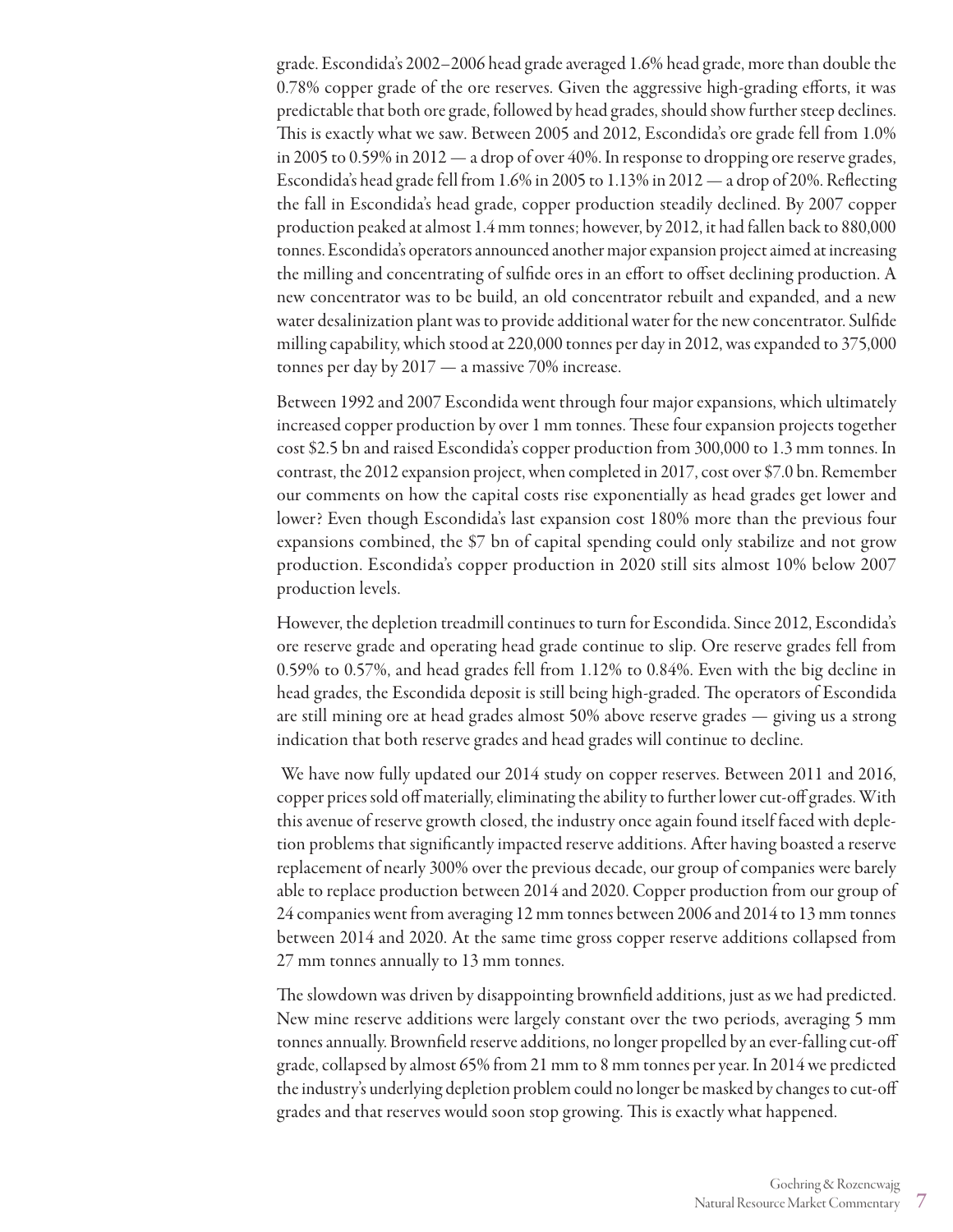grade. Escondida's 2002–2006 head grade averaged 1.6% head grade, more than double the 0.78% copper grade of the ore reserves. Given the aggressive high-grading efforts, it was predictable that both ore grade, followed by head grades, should show further steep declines. This is exactly what we saw. Between 2005 and 2012, Escondida's ore grade fell from 1.0% in 2005 to 0.59% in 2012 — a drop of over 40%. In response to dropping ore reserve grades, Escondida's head grade fell from 1.6% in 2005 to 1.13% in 2012 — a drop of 20%. Reflecting the fall in Escondida's head grade, copper production steadily declined. By 2007 copper production peaked at almost 1.4 mm tonnes; however, by 2012, it had fallen back to 880,000 tonnes. Escondida's operators announced another major expansion project aimed at increasing the milling and concentrating of sulfide ores in an effort to offset declining production. A new concentrator was to be build, an old concentrator rebuilt and expanded, and a new water desalinization plant was to provide additional water for the new concentrator. Sulfide milling capability, which stood at 220,000 tonnes per day in 2012, was expanded to 375,000 tonnes per day by 2017 — a massive 70% increase.

Between 1992 and 2007 Escondida went through four major expansions, which ultimately increased copper production by over 1 mm tonnes. These four expansion projects together cost $2.5 bn and raised Escondida's copper production from 300,000 to 1.3 mm tonnes. In contrast, the 2012 expansion project, when completed in 2017, cost over $7.0 bn. Remember our comments on how the capital costs rise exponentially as head grades get lower and lower? Even though Escondida's last expansion cost 180% more than the previous four expansions combined, the $7 bn of capital spending could only stabilize and not grow production. Escondida's copper production in 2020 still sits almost 10% below 2007 production levels.

However, the depletion treadmill continues to turn for Escondida. Since 2012, Escondida's ore reserve grade and operating head grade continue to slip. Ore reserve grades fell from 0.59% to 0.57%, and head grades fell from 1.12% to 0.84%. Even with the big decline in head grades, the Escondida deposit is still being high-graded. The operators of Escondida are still mining ore at head grades almost 50% above reserve grades — giving us a strong indication that both reserve grades and head grades will continue to decline.

We have now fully updated our 2014 study on copper reserves. Between 2011 and 2016, copper prices sold off materially, eliminating the ability to further lower cut-off grades. With this avenue of reserve growth closed, the industry once again found itself faced with depletion problems that significantly impacted reserve additions. After having boasted a reserve replacement of nearly 300% over the previous decade, our group of companies were barely able to replace production between 2014 and 2020. Copper production from our group of 24 companies went from averaging 12 mm tonnes between 2006 and 2014 to 13 mm tonnes between 2014 and 2020. At the same time gross copper reserve additions collapsed from 27 mm tonnes annually to 13 mm tonnes.

The slowdown was driven by disappointing brownfield additions, just as we had predicted. New mine reserve additions were largely constant over the two periods, averaging 5 mm tonnes annually. Brownfield reserve additions, no longer propelled by an ever-falling cut-off grade, collapsed by almost 65% from 21 mm to 8 mm tonnes per year. In 2014 we predicted the industry's underlying depletion problem could no longer be masked by changes to cut-off grades and that reserves would soon stop growing. This is exactly what happened.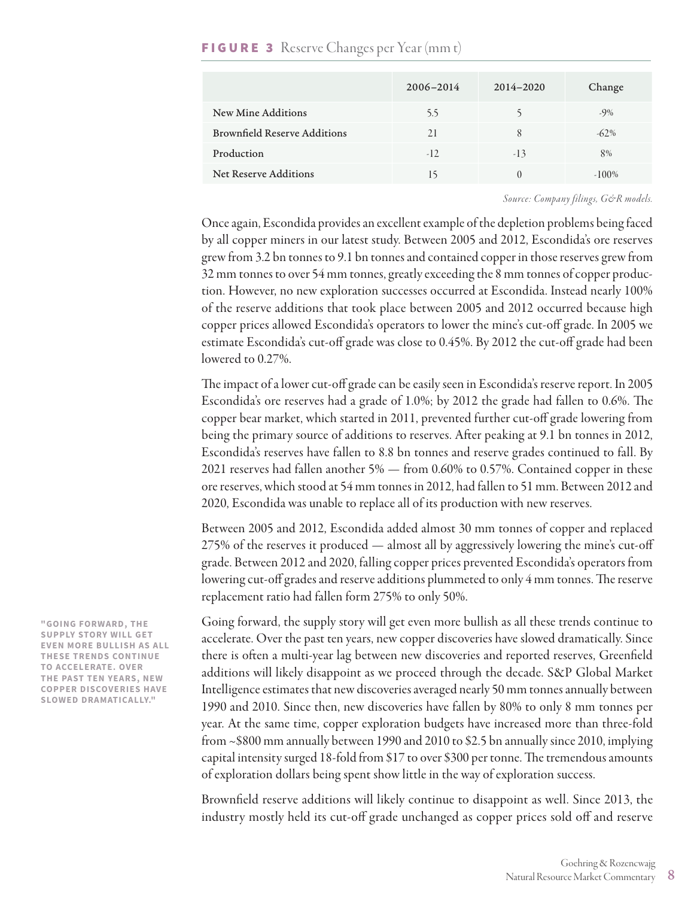**FIGURE 3** Reserve Changes per Year (mm t)

| | 2006–2014 | 2014–2020 | Change |
|---|---|---|---|
| New Mine Additions | 5.5 | 5 | -9% |
| Brownfield Reserve Additions | 21 | 8 | -62% |
| Production | -12 | -13 | 8% |
| Net Reserve Additions | 15 | 0 | -100% |

*Source: Company filings, G&R models.*

Once again, Escondida provides an excellent example of the depletion problems being faced by all copper miners in our latest study. Between 2005 and 2012, Escondida's ore reserves grew from 3.2 bn tonnes to 9.1 bn tonnes and contained copper in those reserves grew from 32 mm tonnes to over 54 mm tonnes, greatly exceeding the 8 mm tonnes of copper production. However, no new exploration successes occurred at Escondida. Instead nearly 100% of the reserve additions that took place between 2005 and 2012 occurred because high copper prices allowed Escondida's operators to lower the mine's cut-off grade. In 2005 we estimate Escondida's cut-off grade was close to 0.45%. By 2012 the cut-off grade had been lowered to 0.27%.

The impact of a lower cut-off grade can be easily seen in Escondida's reserve report. In 2005 Escondida's ore reserves had a grade of 1.0%; by 2012 the grade had fallen to 0.6%. The copper bear market, which started in 2011, prevented further cut-off grade lowering from being the primary source of additions to reserves. After peaking at 9.1 bn tonnes in 2012, Escondida's reserves have fallen to 8.8 bn tonnes and reserve grades continued to fall. By 2021 reserves had fallen another 5% — from 0.60% to 0.57%. Contained copper in these ore reserves, which stood at 54 mm tonnes in 2012, had fallen to 51 mm. Between 2012 and 2020, Escondida was unable to replace all of its production with new reserves.

Between 2005 and 2012, Escondida added almost 30 mm tonnes of copper and replaced 275% of the reserves it produced — almost all by aggressively lowering the mine's cut-off grade. Between 2012 and 2020, falling copper prices prevented Escondida's operators from lowering cut-off grades and reserve additions plummeted to only 4 mm tonnes. The reserve replacement ratio had fallen form 275% to only 50%.

> **"GOING FORWARD, THE SUPPLY STORY WILL GET EVEN MORE BULLISH AS ALL THESE TRENDS CONTINUE TO ACCELERATE. OVER THE PAST TEN YEARS, NEW COPPER DISCOVERIES HAVE SLOWED DRAMATICALLY."**

Going forward, the supply story will get even more bullish as all these trends continue to accelerate. Over the past ten years, new copper discoveries have slowed dramatically. Since there is often a multi-year lag between new discoveries and reported reserves, Greenfield additions will likely disappoint as we proceed through the decade. S&P Global Market Intelligence estimates that new discoveries averaged nearly 50 mm tonnes annually between 1990 and 2010. Since then, new discoveries have fallen by 80% to only 8 mm tonnes per year. At the same time, copper exploration budgets have increased more than three-fold from ~$800 mm annually between 1990 and 2010 to $2.5 bn annually since 2010, implying capital intensity surged 18-fold from $17 to over $300 per tonne. The tremendous amounts of exploration dollars being spent show little in the way of exploration success.

Brownfield reserve additions will likely continue to disappoint as well. Since 2013, the industry mostly held its cut-off grade unchanged as copper prices sold off and reserve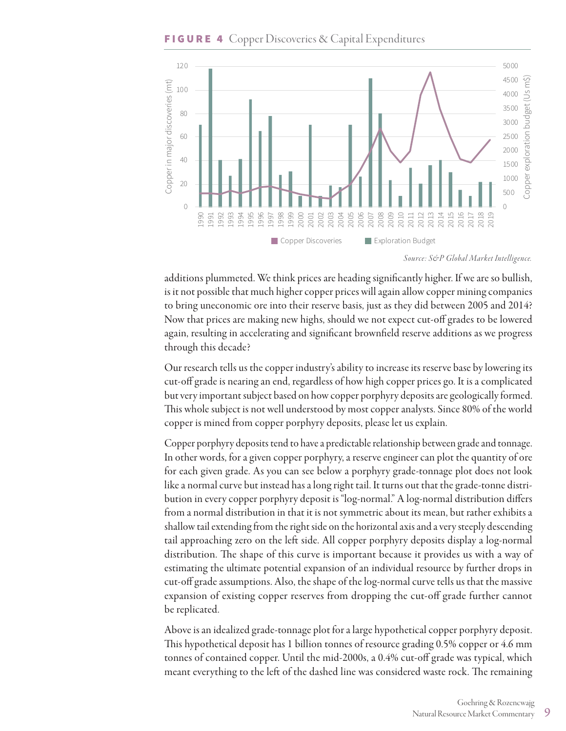**FIGURE 4** Copper Discoveries & Capital Expenditures

*Source: S&P Global Market Intelligence.*

additions plummeted. We think prices are heading significantly higher. If we are so bullish, is it not possible that much higher copper prices will again allow copper mining companies to bring uneconomic ore into their reserve basis, just as they did between 2005 and 2014? Now that prices are making new highs, should we not expect cut-off grades to be lowered again, resulting in accelerating and significant brownfield reserve additions as we progress through this decade?

Our research tells us the copper industry's ability to increase its reserve base by lowering its cut-off grade is nearing an end, regardless of how high copper prices go. It is a complicated but very important subject based on how copper porphyry deposits are geologically formed. This whole subject is not well understood by most copper analysts. Since 80% of the world copper is mined from copper porphyry deposits, please let us explain.

Copper porphyry deposits tend to have a predictable relationship between grade and tonnage. In other words, for a given copper porphyry, a reserve engineer can plot the quantity of ore for each given grade. As you can see below a porphyry grade-tonnage plot does not look like a normal curve but instead has a long right tail. It turns out that the grade-tonne distribution in every copper porphyry deposit is "log-normal." A log-normal distribution differs from a normal distribution in that it is not symmetric about its mean, but rather exhibits a shallow tail extending from the right side on the horizontal axis and a very steeply descending tail approaching zero on the left side. All copper porphyry deposits display a log-normal distribution. The shape of this curve is important because it provides us with a way of estimating the ultimate potential expansion of an individual resource by further drops in cut-off grade assumptions. Also, the shape of the log-normal curve tells us that the massive expansion of existing copper reserves from dropping the cut-off grade further cannot be replicated.

Above is an idealized grade-tonnage plot for a large hypothetical copper porphyry deposit. This hypothetical deposit has 1 billion tonnes of resource grading 0.5% copper or 4.6 mm tonnes of contained copper. Until the mid-2000s, a 0.4% cut-off grade was typical, which meant everything to the left of the dashed line was considered waste rock. The remaining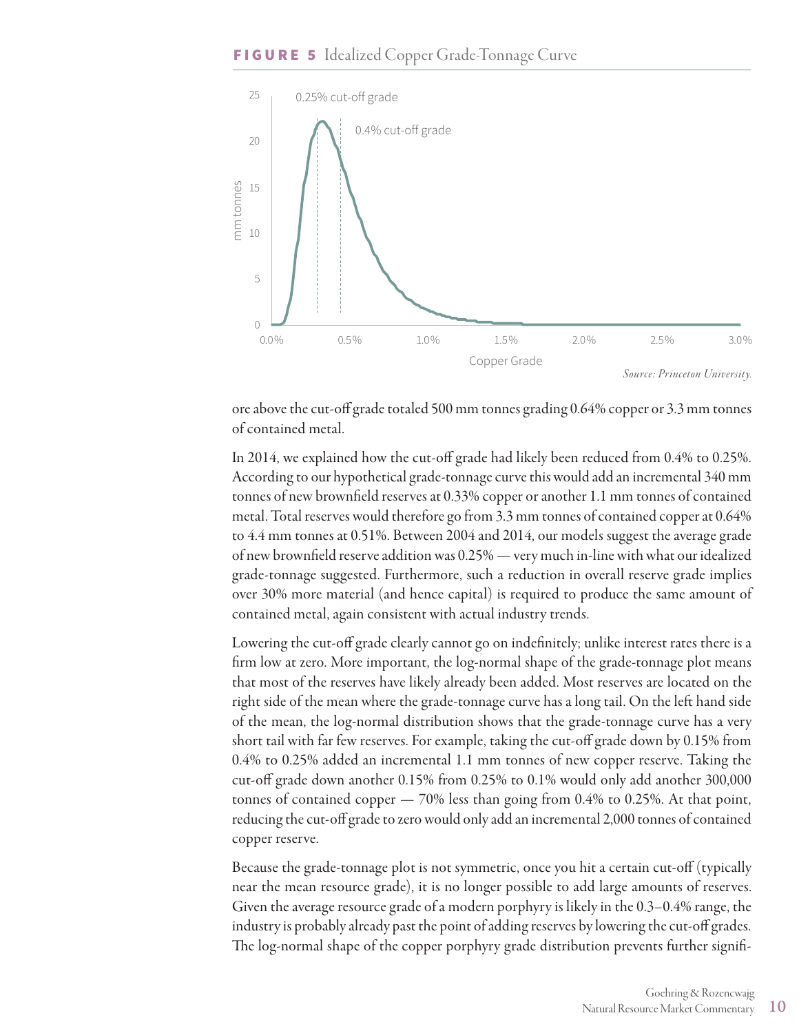**FIGURE 5** Idealized Copper Grade-Tonnage Curve

*Source: Princeton University.*

ore above the cut-off grade totaled 500 mm tonnes grading 0.64% copper or 3.3 mm tonnes of contained metal.

In 2014, we explained how the cut-off grade had likely been reduced from 0.4% to 0.25%. According to our hypothetical grade-tonnage curve this would add an incremental 340 mm tonnes of new brownfield reserves at 0.33% copper or another 1.1 mm tonnes of contained metal. Total reserves would therefore go from 3.3 mm tonnes of contained copper at 0.64% to 4.4 mm tonnes at 0.51%. Between 2004 and 2014, our models suggest the average grade of new brownfield reserve addition was 0.25% — very much in-line with what our idealized grade-tonnage suggested. Furthermore, such a reduction in overall reserve grade implies over 30% more material (and hence capital) is required to produce the same amount of contained metal, again consistent with actual industry trends.

Lowering the cut-off grade clearly cannot go on indefinitely; unlike interest rates there is a firm low at zero. More important, the log-normal shape of the grade-tonnage plot means that most of the reserves have likely already been added. Most reserves are located on the right side of the mean where the grade-tonnage curve has a long tail. On the left hand side of the mean, the log-normal distribution shows that the grade-tonnage curve has a very short tail with far few reserves. For example, taking the cut-off grade down by 0.15% from 0.4% to 0.25% added an incremental 1.1 mm tonnes of new copper reserve. Taking the cut-off grade down another 0.15% from 0.25% to 0.1% would only add another 300,000 tonnes of contained copper — 70% less than going from 0.4% to 0.25%. At that point, reducing the cut-off grade to zero would only add an incremental 2,000 tonnes of contained copper reserve.

Because the grade-tonnage plot is not symmetric, once you hit a certain cut-off (typically near the mean resource grade), it is no longer possible to add large amounts of reserves. Given the average resource grade of a modern porphyry is likely in the 0.3–0.4% range, the industry is probably already past the point of adding reserves by lowering the cut-off grades. The log-normal shape of the copper porphyry grade distribution prevents further signifi-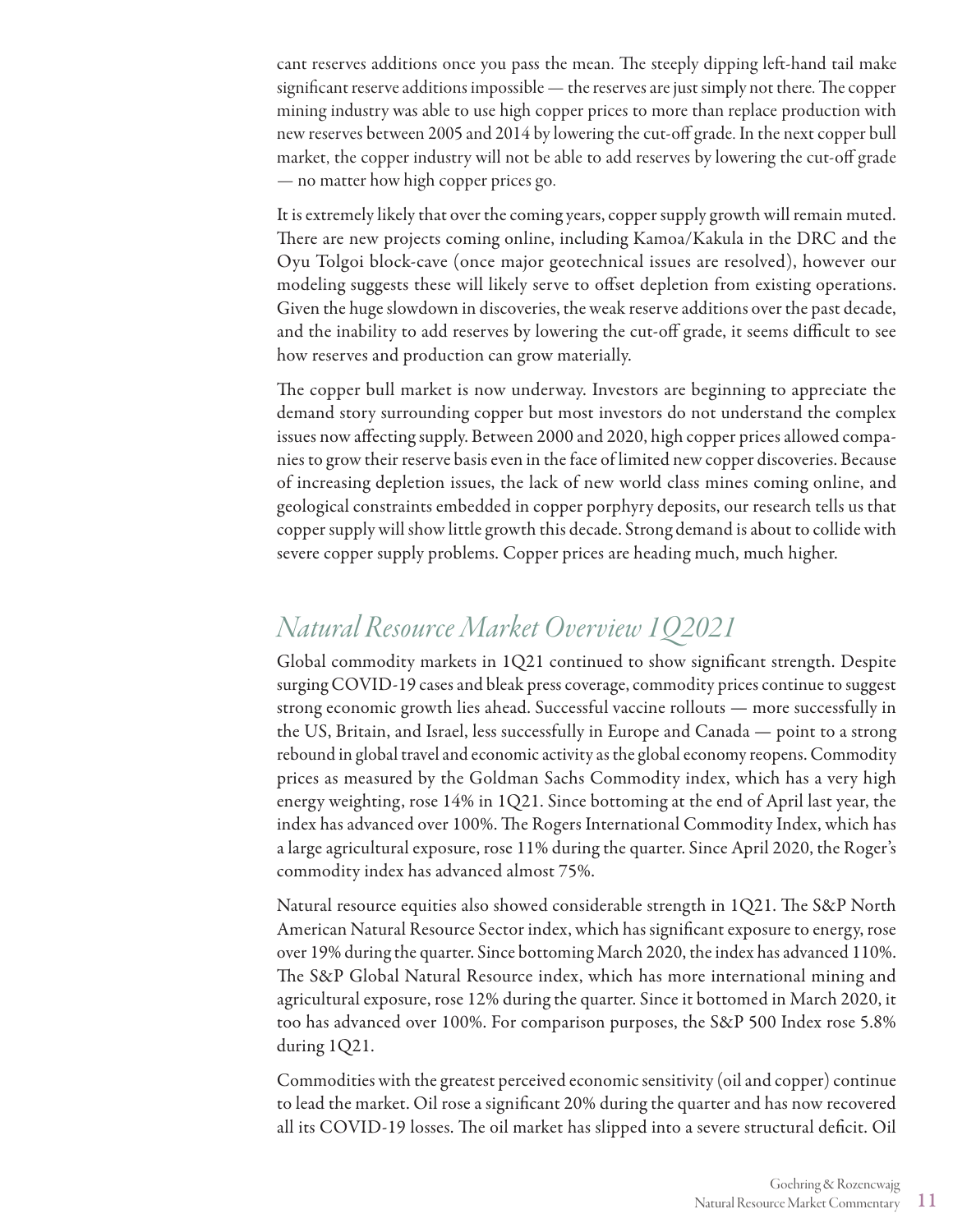cant reserves additions once you pass the mean. The steeply dipping left-hand tail make significant reserve additions impossible — the reserves are just simply not there. The copper mining industry was able to use high copper prices to more than replace production with new reserves between 2005 and 2014 by lowering the cut-off grade. In the next copper bull market, the copper industry will not be able to add reserves by lowering the cut-off grade — no matter how high copper prices go.

It is extremely likely that over the coming years, copper supply growth will remain muted. There are new projects coming online, including Kamoa/Kakula in the DRC and the Oyu Tolgoi block-cave (once major geotechnical issues are resolved), however our modeling suggests these will likely serve to offset depletion from existing operations. Given the huge slowdown in discoveries, the weak reserve additions over the past decade, and the inability to add reserves by lowering the cut-off grade, it seems difficult to see how reserves and production can grow materially.

The copper bull market is now underway. Investors are beginning to appreciate the demand story surrounding copper but most investors do not understand the complex issues now affecting supply. Between 2000 and 2020, high copper prices allowed companies to grow their reserve basis even in the face of limited new copper discoveries. Because of increasing depletion issues, the lack of new world class mines coming online, and geological constraints embedded in copper porphyry deposits, our research tells us that copper supply will show little growth this decade. Strong demand is about to collide with severe copper supply problems. Copper prices are heading much, much higher.

## *Natural Resource Market Overview 1Q2021*

Global commodity markets in 1Q21 continued to show significant strength. Despite surging COVID-19 cases and bleak press coverage, commodity prices continue to suggest strong economic growth lies ahead. Successful vaccine rollouts — more successfully in the US, Britain, and Israel, less successfully in Europe and Canada — point to a strong rebound in global travel and economic activity as the global economy reopens. Commodity prices as measured by the Goldman Sachs Commodity index, which has a very high energy weighting, rose 14% in 1Q21. Since bottoming at the end of April last year, the index has advanced over 100%. The Rogers International Commodity Index, which has a large agricultural exposure, rose 11% during the quarter. Since April 2020, the Roger's commodity index has advanced almost 75%.

Natural resource equities also showed considerable strength in 1Q21. The S&P North American Natural Resource Sector index, which has significant exposure to energy, rose over 19% during the quarter. Since bottoming March 2020, the index has advanced 110%. The S&P Global Natural Resource index, which has more international mining and agricultural exposure, rose 12% during the quarter. Since it bottomed in March 2020, it too has advanced over 100%. For comparison purposes, the S&P 500 Index rose 5.8% during 1Q21.

Commodities with the greatest perceived economic sensitivity (oil and copper) continue to lead the market. Oil rose a significant 20% during the quarter and has now recovered all its COVID-19 losses. The oil market has slipped into a severe structural deficit. Oil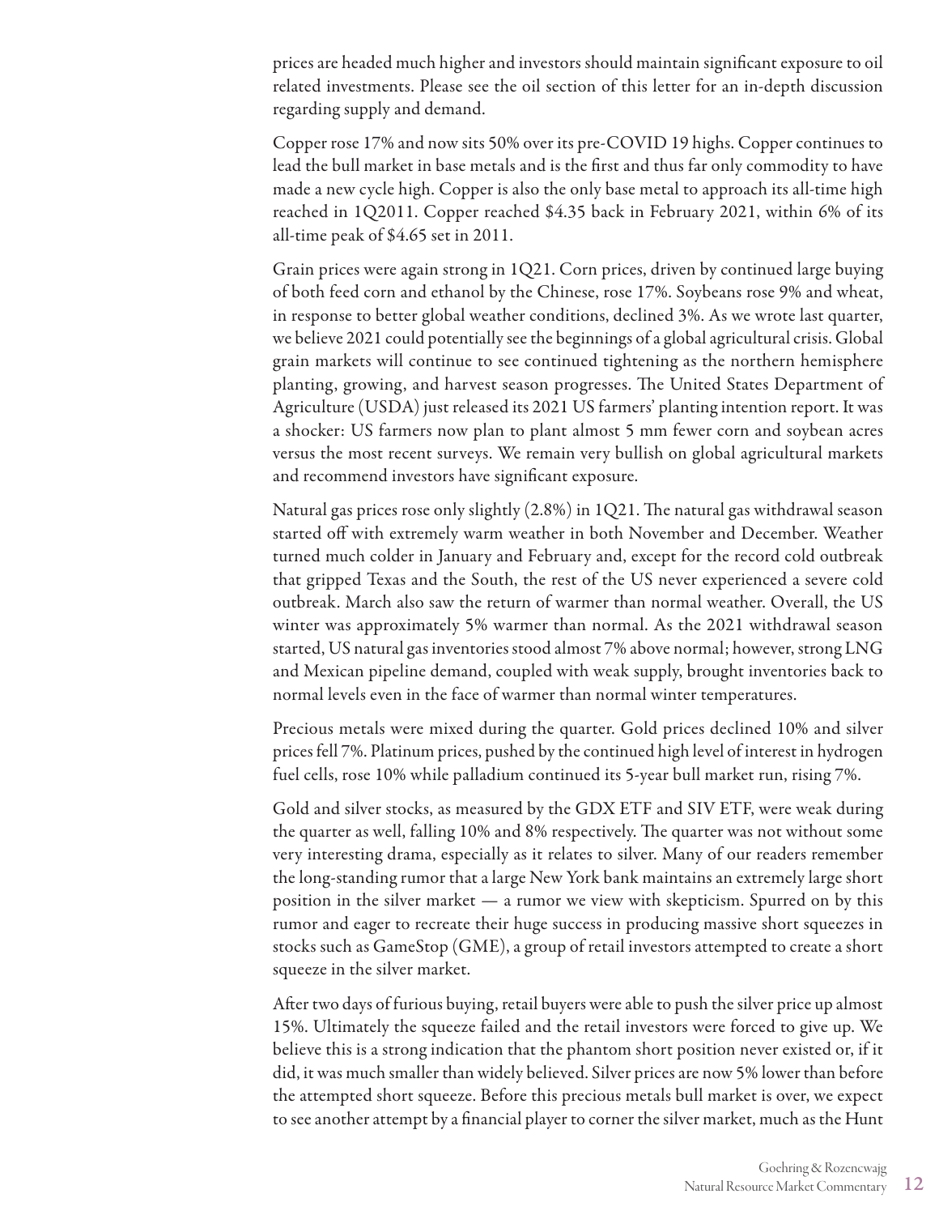prices are headed much higher and investors should maintain significant exposure to oil related investments. Please see the oil section of this letter for an in-depth discussion regarding supply and demand.

Copper rose 17% and now sits 50% over its pre-COVID 19 highs. Copper continues to lead the bull market in base metals and is the first and thus far only commodity to have made a new cycle high. Copper is also the only base metal to approach its all-time high reached in 1Q2011. Copper reached $4.35 back in February 2021, within 6% of its all-time peak of $4.65 set in 2011.

Grain prices were again strong in 1Q21. Corn prices, driven by continued large buying of both feed corn and ethanol by the Chinese, rose 17%. Soybeans rose 9% and wheat, in response to better global weather conditions, declined 3%. As we wrote last quarter, we believe 2021 could potentially see the beginnings of a global agricultural crisis. Global grain markets will continue to see continued tightening as the northern hemisphere planting, growing, and harvest season progresses. The United States Department of Agriculture (USDA) just released its 2021 US farmers' planting intention report. It was a shocker: US farmers now plan to plant almost 5 mm fewer corn and soybean acres versus the most recent surveys. We remain very bullish on global agricultural markets and recommend investors have significant exposure.

Natural gas prices rose only slightly (2.8%) in 1Q21. The natural gas withdrawal season started off with extremely warm weather in both November and December. Weather turned much colder in January and February and, except for the record cold outbreak that gripped Texas and the South, the rest of the US never experienced a severe cold outbreak. March also saw the return of warmer than normal weather. Overall, the US winter was approximately 5% warmer than normal. As the 2021 withdrawal season started, US natural gas inventories stood almost 7% above normal; however, strong LNG and Mexican pipeline demand, coupled with weak supply, brought inventories back to normal levels even in the face of warmer than normal winter temperatures.

Precious metals were mixed during the quarter. Gold prices declined 10% and silver prices fell 7%. Platinum prices, pushed by the continued high level of interest in hydrogen fuel cells, rose 10% while palladium continued its 5-year bull market run, rising 7%.

Gold and silver stocks, as measured by the GDX ETF and SIV ETF, were weak during the quarter as well, falling 10% and 8% respectively. The quarter was not without some very interesting drama, especially as it relates to silver. Many of our readers remember the long-standing rumor that a large New York bank maintains an extremely large short position in the silver market — a rumor we view with skepticism. Spurred on by this rumor and eager to recreate their huge success in producing massive short squeezes in stocks such as GameStop (GME), a group of retail investors attempted to create a short squeeze in the silver market.

After two days of furious buying, retail buyers were able to push the silver price up almost 15%. Ultimately the squeeze failed and the retail investors were forced to give up. We believe this is a strong indication that the phantom short position never existed or, if it did, it was much smaller than widely believed. Silver prices are now 5% lower than before the attempted short squeeze. Before this precious metals bull market is over, we expect to see another attempt by a financial player to corner the silver market, much as the Hunt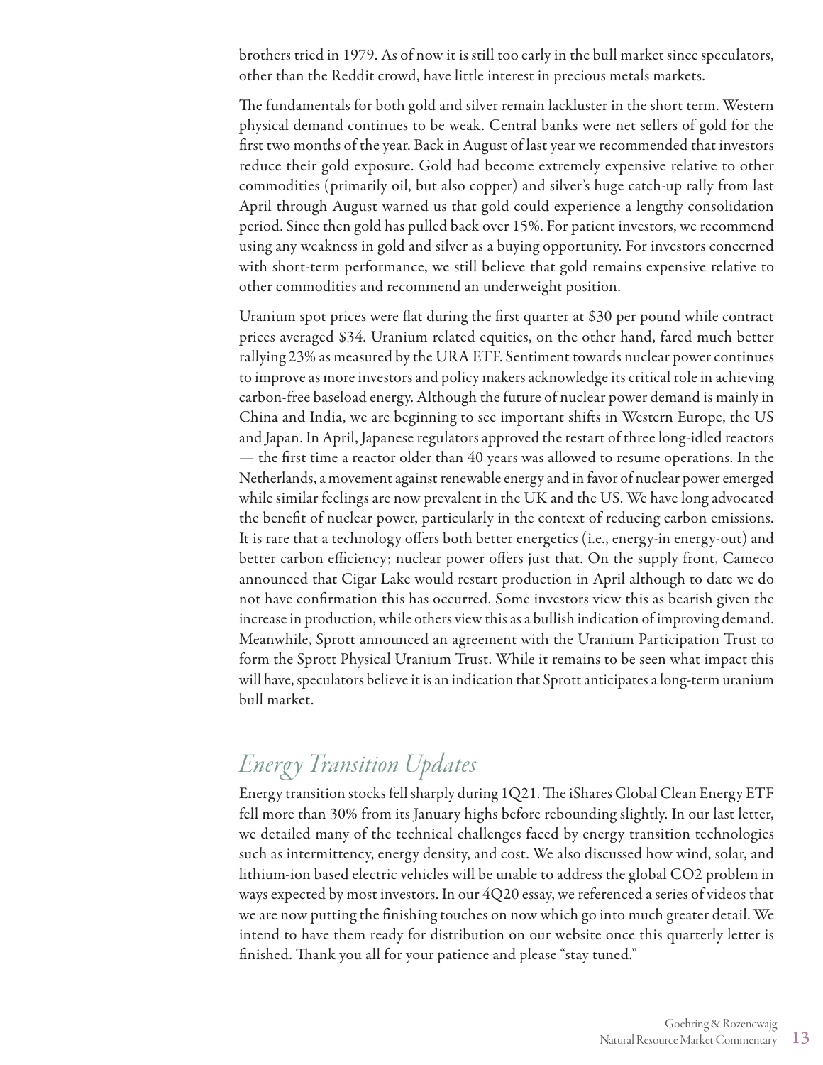brothers tried in 1979. As of now it is still too early in the bull market since speculators, other than the Reddit crowd, have little interest in precious metals markets.

The fundamentals for both gold and silver remain lackluster in the short term. Western physical demand continues to be weak. Central banks were net sellers of gold for the first two months of the year. Back in August of last year we recommended that investors reduce their gold exposure. Gold had become extremely expensive relative to other commodities (primarily oil, but also copper) and silver's huge catch-up rally from last April through August warned us that gold could experience a lengthy consolidation period. Since then gold has pulled back over 15%. For patient investors, we recommend using any weakness in gold and silver as a buying opportunity. For investors concerned with short-term performance, we still believe that gold remains expensive relative to other commodities and recommend an underweight position.

Uranium spot prices were flat during the first quarter at $30 per pound while contract prices averaged $34. Uranium related equities, on the other hand, fared much better rallying 23% as measured by the URA ETF. Sentiment towards nuclear power continues to improve as more investors and policy makers acknowledge its critical role in achieving carbon-free baseload energy. Although the future of nuclear power demand is mainly in China and India, we are beginning to see important shifts in Western Europe, the US and Japan. In April, Japanese regulators approved the restart of three long-idled reactors — the first time a reactor older than 40 years was allowed to resume operations. In the Netherlands, a movement against renewable energy and in favor of nuclear power emerged while similar feelings are now prevalent in the UK and the US. We have long advocated the benefit of nuclear power, particularly in the context of reducing carbon emissions. It is rare that a technology offers both better energetics (i.e., energy-in energy-out) and better carbon efficiency; nuclear power offers just that. On the supply front, Cameco announced that Cigar Lake would restart production in April although to date we do not have confirmation this has occurred. Some investors view this as bearish given the increase in production, while others view this as a bullish indication of improving demand. Meanwhile, Sprott announced an agreement with the Uranium Participation Trust to form the Sprott Physical Uranium Trust. While it remains to be seen what impact this will have, speculators believe it is an indication that Sprott anticipates a long-term uranium bull market.

## *Energy Transition Updates*

Energy transition stocks fell sharply during 1Q21. The iShares Global Clean Energy ETF fell more than 30% from its January highs before rebounding slightly. In our last letter, we detailed many of the technical challenges faced by energy transition technologies such as intermittency, energy density, and cost. We also discussed how wind, solar, and lithium-ion based electric vehicles will be unable to address the global CO2 problem in ways expected by most investors. In our 4Q20 essay, we referenced a series of videos that we are now putting the finishing touches on now which go into much greater detail. We intend to have them ready for distribution on our website once this quarterly letter is finished. Thank you all for your patience and please "stay tuned."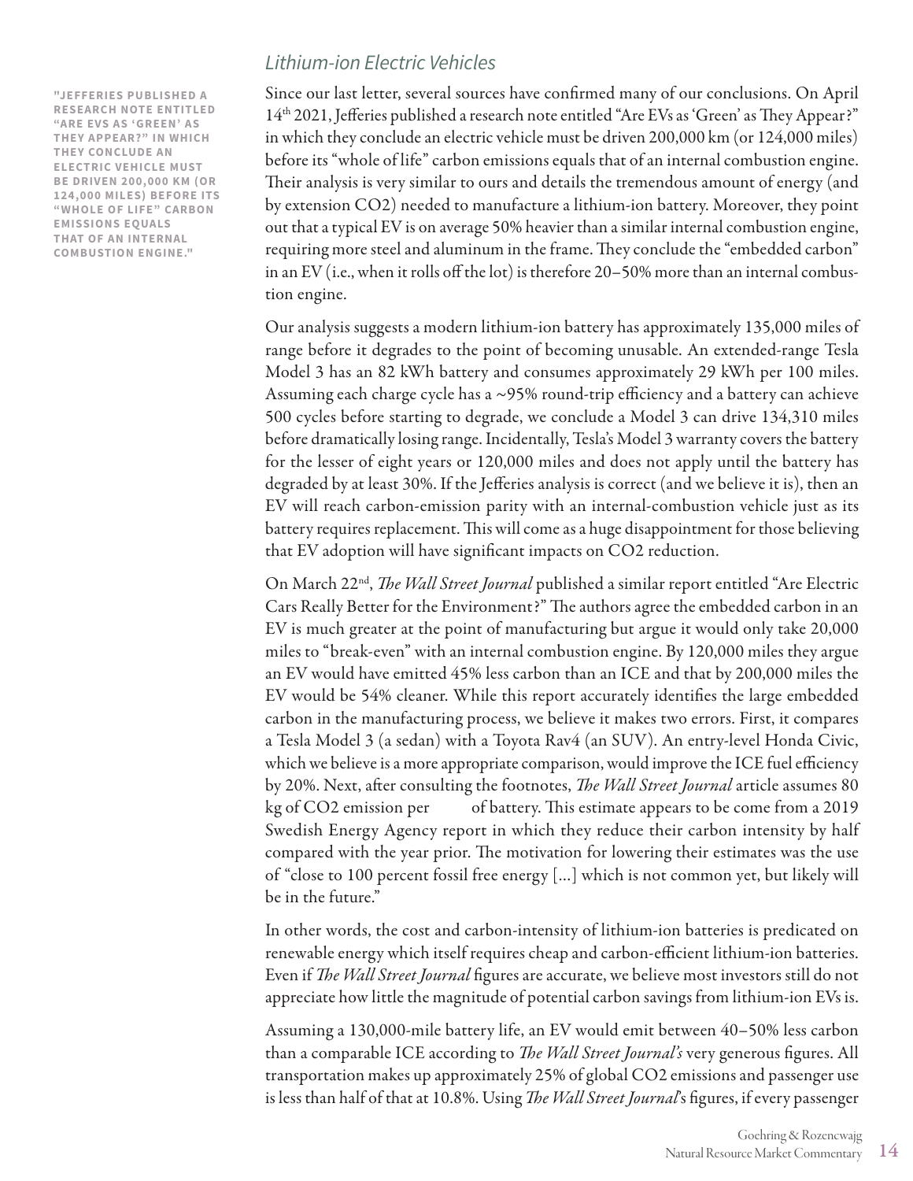> "JEFFERIES PUBLISHED A RESEARCH NOTE ENTITLED "ARE EVS AS 'GREEN' AS THEY APPEAR?" IN WHICH THEY CONCLUDE AN ELECTRIC VEHICLE MUST BE DRIVEN 200,000 KM (OR 124,000 MILES) BEFORE ITS "WHOLE OF LIFE" CARBON EMISSIONS EQUALS THAT OF AN INTERNAL COMBUSTION ENGINE."

### *Lithium-ion Electric Vehicles*

Since our last letter, several sources have confirmed many of our conclusions. On April 14th 2021, Jefferies published a research note entitled "Are EVs as 'Green' as They Appear?" in which they conclude an electric vehicle must be driven 200,000 km (or 124,000 miles) before its "whole of life" carbon emissions equals that of an internal combustion engine. Their analysis is very similar to ours and details the tremendous amount of energy (and by extension $CO_2$) needed to manufacture a lithium-ion battery. Moreover, they point out that a typical EV is on average 50% heavier than a similar internal combustion engine, requiring more steel and aluminum in the frame. They conclude the "embedded carbon" in an EV (i.e., when it rolls off the lot) is therefore 20–50% more than an internal combustion engine.

Our analysis suggests a modern lithium-ion battery has approximately 135,000 miles of range before it degrades to the point of becoming unusable. An extended-range Tesla Model 3 has an 82 kWh battery and consumes approximately 29 kWh per 100 miles. Assuming each charge cycle has a ~95% round-trip efficiency and a battery can achieve 500 cycles before starting to degrade, we conclude a Model 3 can drive 134,310 miles before dramatically losing range. Incidentally, Tesla's Model 3 warranty covers the battery for the lesser of eight years or 120,000 miles and does not apply until the battery has degraded by at least 30%. If the Jefferies analysis is correct (and we believe it is), then an EV will reach carbon-emission parity with an internal-combustion vehicle just as its battery requires replacement. This will come as a huge disappointment for those believing that EV adoption will have significant impacts on $CO_2$ reduction.

On March 22nd, *The Wall Street Journal* published a similar report entitled "Are Electric Cars Really Better for the Environment?" The authors agree the embedded carbon in an EV is much greater at the point of manufacturing but argue it would only take 20,000 miles to "break-even" with an internal combustion engine. By 120,000 miles they argue an EV would have emitted 45% less carbon than an ICE and that by 200,000 miles the EV would be 54% cleaner. While this report accurately identifies the large embedded carbon in the manufacturing process, we believe it makes two errors. First, it compares a Tesla Model 3 (a sedan) with a Toyota Rav4 (an SUV). An entry-level Honda Civic, which we believe is a more appropriate comparison, would improve the ICE fuel efficiency by 20%. Next, after consulting the footnotes, *The Wall Street Journal* article assumes 80 kg of $CO_2$ emission per of battery. This estimate appears to be come from a 2019 Swedish Energy Agency report in which they reduce their carbon intensity by half compared with the year prior. The motivation for lowering their estimates was the use of "close to 100 percent fossil free energy [...] which is not common yet, but likely will be in the future."

In other words, the cost and carbon-intensity of lithium-ion batteries is predicated on renewable energy which itself requires cheap and carbon-efficient lithium-ion batteries. Even if *The Wall Street Journal* figures are accurate, we believe most investors still do not appreciate how little the magnitude of potential carbon savings from lithium-ion EVs is.

Assuming a 130,000-mile battery life, an EV would emit between 40–50% less carbon than a comparable ICE according to *The Wall Street Journal's* very generous figures. All transportation makes up approximately 25% of global $CO_2$ emissions and passenger use is less than half of that at 10.8%. Using *The Wall Street Journal*'s figures, if every passenger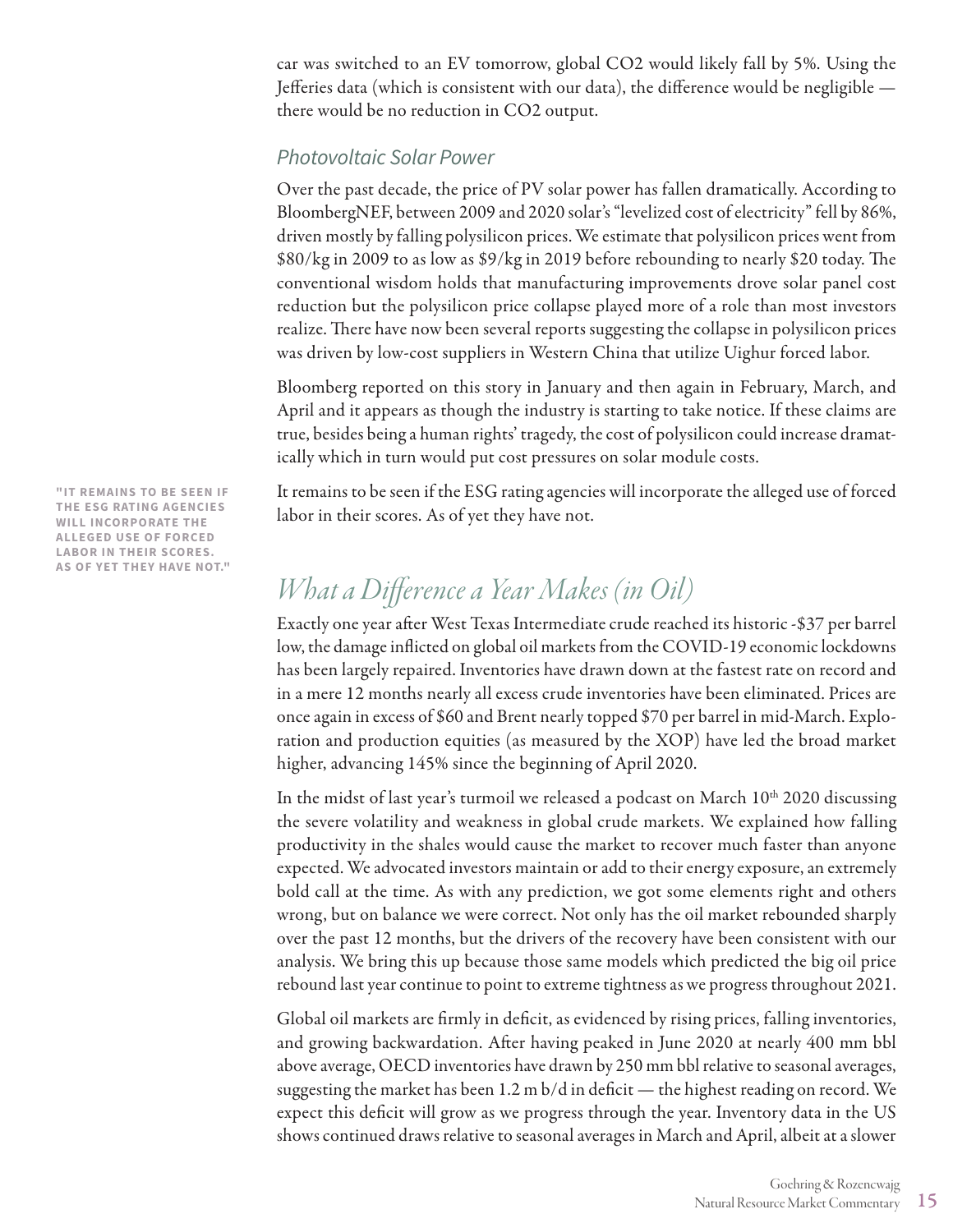car was switched to an EV tomorrow, global $CO_2$ would likely fall by 5%. Using the Jefferies data (which is consistent with our data), the difference would be negligible — there would be no reduction in $CO_2$ output.

### *Photovoltaic Solar Power*

Over the past decade, the price of PV solar power has fallen dramatically. According to BloombergNEF, between 2009 and 2020 solar's "levelized cost of electricity" fell by 86%, driven mostly by falling polysilicon prices. We estimate that polysilicon prices went from \$80/kg in 2009 to as low as \$9/kg in 2019 before rebounding to nearly \$20 today. The conventional wisdom holds that manufacturing improvements drove solar panel cost reduction but the polysilicon price collapse played more of a role than most investors realize. There have now been several reports suggesting the collapse in polysilicon prices was driven by low-cost suppliers in Western China that utilize Uighur forced labor.

Bloomberg reported on this story in January and then again in February, March, and April and it appears as though the industry is starting to take notice. If these claims are true, besides being a human rights' tragedy, the cost of polysilicon could increase dramatically which in turn would put cost pressures on solar module costs.

**"IT REMAINS TO BE SEEN IF THE ESG RATING AGENCIES WILL INCORPORATE THE ALLEGED USE OF FORCED LABOR IN THEIR SCORES. AS OF YET THEY HAVE NOT."**

It remains to be seen if the ESG rating agencies will incorporate the alleged use of forced labor in their scores. As of yet they have not.

## *What a Difference a Year Makes (in Oil)*

Exactly one year after West Texas Intermediate crude reached its historic -\$37 per barrel low, the damage inflicted on global oil markets from the COVID-19 economic lockdowns has been largely repaired. Inventories have drawn down at the fastest rate on record and in a mere 12 months nearly all excess crude inventories have been eliminated. Prices are once again in excess of \$60 and Brent nearly topped \$70 per barrel in mid-March. Exploration and production equities (as measured by the XOP) have led the broad market higher, advancing 145% since the beginning of April 2020.

In the midst of last year's turmoil we released a podcast on March 10th 2020 discussing the severe volatility and weakness in global crude markets. We explained how falling productivity in the shales would cause the market to recover much faster than anyone expected. We advocated investors maintain or add to their energy exposure, an extremely bold call at the time. As with any prediction, we got some elements right and others wrong, but on balance we were correct. Not only has the oil market rebounded sharply over the past 12 months, but the drivers of the recovery have been consistent with our analysis. We bring this up because those same models which predicted the big oil price rebound last year continue to point to extreme tightness as we progress throughout 2021.

Global oil markets are firmly in deficit, as evidenced by rising prices, falling inventories, and growing backwardation. After having peaked in June 2020 at nearly 400 mm bbl above average, OECD inventories have drawn by 250 mm bbl relative to seasonal averages, suggesting the market has been 1.2 m b/d in deficit — the highest reading on record. We expect this deficit will grow as we progress through the year. Inventory data in the US shows continued draws relative to seasonal averages in March and April, albeit at a slower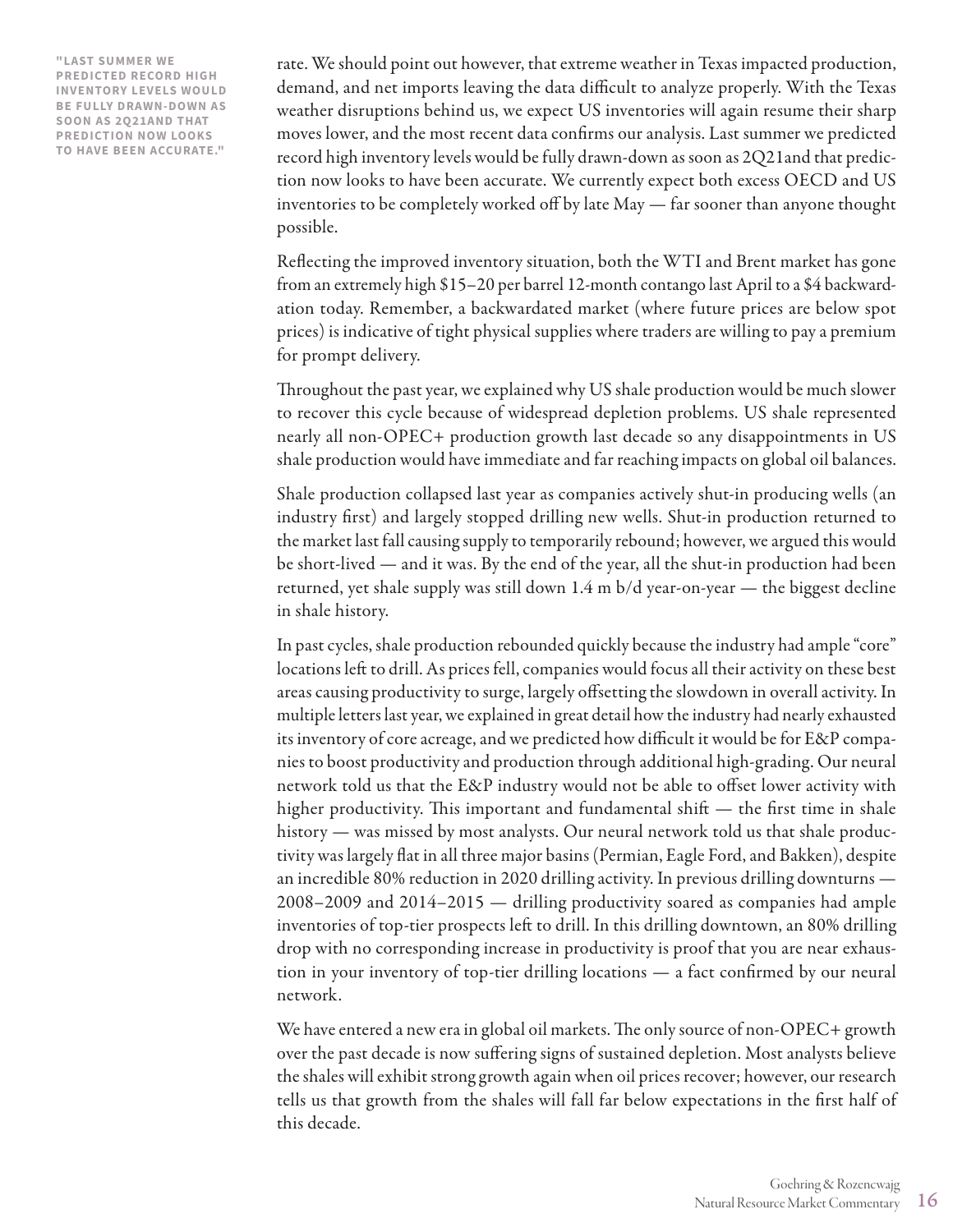**"LAST SUMMER WE PREDICTED RECORD HIGH INVENTORY LEVELS WOULD BE FULLY DRAWN-DOWN AS SOON AS 2Q21AND THAT PREDICTION NOW LOOKS TO HAVE BEEN ACCURATE."**

rate. We should point out however, that extreme weather in Texas impacted production, demand, and net imports leaving the data difficult to analyze properly. With the Texas weather disruptions behind us, we expect US inventories will again resume their sharp moves lower, and the most recent data confirms our analysis. Last summer we predicted record high inventory levels would be fully drawn-down as soon as 2Q21and that prediction now looks to have been accurate. We currently expect both excess OECD and US inventories to be completely worked off by late May — far sooner than anyone thought possible.

Reflecting the improved inventory situation, both the WTI and Brent market has gone from an extremely high $15–20 per barrel 12-month contango last April to a $4 backwardation today. Remember, a backwardated market (where future prices are below spot prices) is indicative of tight physical supplies where traders are willing to pay a premium for prompt delivery.

Throughout the past year, we explained why US shale production would be much slower to recover this cycle because of widespread depletion problems. US shale represented nearly all non-OPEC+ production growth last decade so any disappointments in US shale production would have immediate and far reaching impacts on global oil balances.

Shale production collapsed last year as companies actively shut-in producing wells (an industry first) and largely stopped drilling new wells. Shut-in production returned to the market last fall causing supply to temporarily rebound; however, we argued this would be short-lived — and it was. By the end of the year, all the shut-in production had been returned, yet shale supply was still down 1.4 m b/d year-on-year — the biggest decline in shale history.

In past cycles, shale production rebounded quickly because the industry had ample "core" locations left to drill. As prices fell, companies would focus all their activity on these best areas causing productivity to surge, largely offsetting the slowdown in overall activity. In multiple letters last year, we explained in great detail how the industry had nearly exhausted its inventory of core acreage, and we predicted how difficult it would be for E&P companies to boost productivity and production through additional high-grading. Our neural network told us that the E&P industry would not be able to offset lower activity with higher productivity. This important and fundamental shift — the first time in shale history — was missed by most analysts. Our neural network told us that shale productivity was largely flat in all three major basins (Permian, Eagle Ford, and Bakken), despite an incredible 80% reduction in 2020 drilling activity. In previous drilling downturns — 2008–2009 and 2014–2015 — drilling productivity soared as companies had ample inventories of top-tier prospects left to drill. In this drilling downtown, an 80% drilling drop with no corresponding increase in productivity is proof that you are near exhaustion in your inventory of top-tier drilling locations — a fact confirmed by our neural network.

We have entered a new era in global oil markets. The only source of non-OPEC+ growth over the past decade is now suffering signs of sustained depletion. Most analysts believe the shales will exhibit strong growth again when oil prices recover; however, our research tells us that growth from the shales will fall far below expectations in the first half of this decade.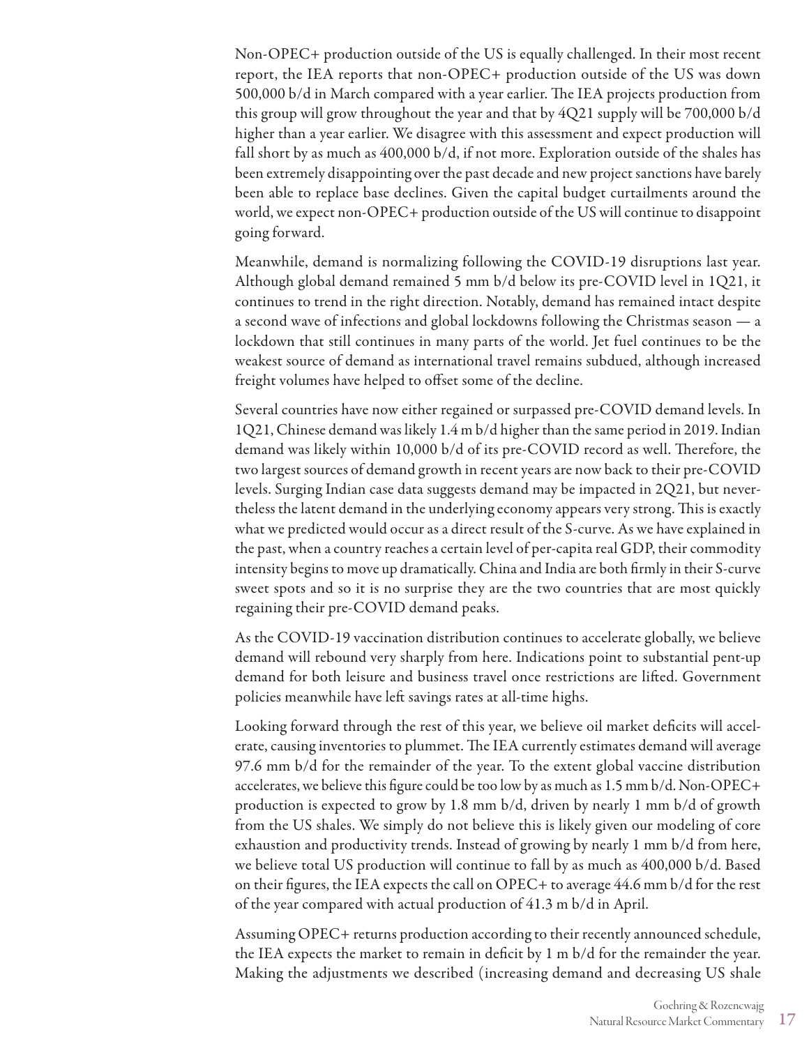Non-OPEC+ production outside of the US is equally challenged. In their most recent report, the IEA reports that non-OPEC+ production outside of the US was down 500,000 b/d in March compared with a year earlier. The IEA projects production from this group will grow throughout the year and that by 4Q21 supply will be 700,000 b/d higher than a year earlier. We disagree with this assessment and expect production will fall short by as much as 400,000 b/d, if not more. Exploration outside of the shales has been extremely disappointing over the past decade and new project sanctions have barely been able to replace base declines. Given the capital budget curtailments around the world, we expect non-OPEC+ production outside of the US will continue to disappoint going forward.

Meanwhile, demand is normalizing following the COVID-19 disruptions last year. Although global demand remained 5 mm b/d below its pre-COVID level in 1Q21, it continues to trend in the right direction. Notably, demand has remained intact despite a second wave of infections and global lockdowns following the Christmas season — a lockdown that still continues in many parts of the world. Jet fuel continues to be the weakest source of demand as international travel remains subdued, although increased freight volumes have helped to offset some of the decline.

Several countries have now either regained or surpassed pre-COVID demand levels. In 1Q21, Chinese demand was likely 1.4 m b/d higher than the same period in 2019. Indian demand was likely within 10,000 b/d of its pre-COVID record as well. Therefore, the two largest sources of demand growth in recent years are now back to their pre-COVID levels. Surging Indian case data suggests demand may be impacted in 2Q21, but nevertheless the latent demand in the underlying economy appears very strong. This is exactly what we predicted would occur as a direct result of the S-curve. As we have explained in the past, when a country reaches a certain level of per-capita real GDP, their commodity intensity begins to move up dramatically. China and India are both firmly in their S-curve sweet spots and so it is no surprise they are the two countries that are most quickly regaining their pre-COVID demand peaks.

As the COVID-19 vaccination distribution continues to accelerate globally, we believe demand will rebound very sharply from here. Indications point to substantial pent-up demand for both leisure and business travel once restrictions are lifted. Government policies meanwhile have left savings rates at all-time highs.

Looking forward through the rest of this year, we believe oil market deficits will accelerate, causing inventories to plummet. The IEA currently estimates demand will average 97.6 mm b/d for the remainder of the year. To the extent global vaccine distribution accelerates, we believe this figure could be too low by as much as 1.5 mm b/d. Non-OPEC+ production is expected to grow by 1.8 mm b/d, driven by nearly 1 mm b/d of growth from the US shales. We simply do not believe this is likely given our modeling of core exhaustion and productivity trends. Instead of growing by nearly 1 mm b/d from here, we believe total US production will continue to fall by as much as 400,000 b/d. Based on their figures, the IEA expects the call on OPEC+ to average 44.6 mm b/d for the rest of the year compared with actual production of 41.3 m b/d in April.

Assuming OPEC+ returns production according to their recently announced schedule, the IEA expects the market to remain in deficit by 1 m b/d for the remainder the year. Making the adjustments we described (increasing demand and decreasing US shale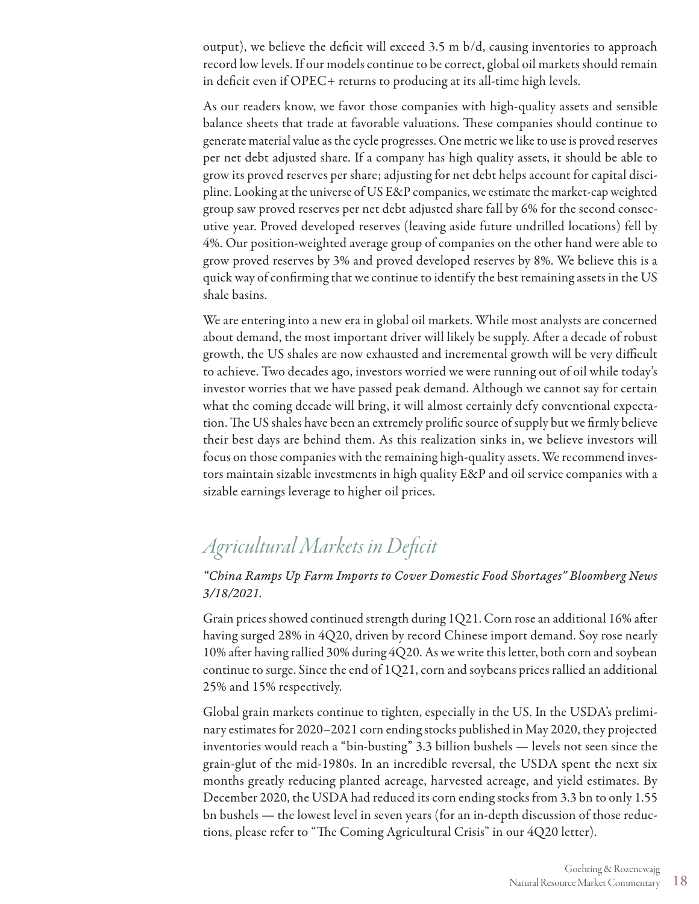output), we believe the deficit will exceed 3.5 m b/d, causing inventories to approach record low levels. If our models continue to be correct, global oil markets should remain in deficit even if OPEC+ returns to producing at its all-time high levels.

As our readers know, we favor those companies with high-quality assets and sensible balance sheets that trade at favorable valuations. These companies should continue to generate material value as the cycle progresses. One metric we like to use is proved reserves per net debt adjusted share. If a company has high quality assets, it should be able to grow its proved reserves per share; adjusting for net debt helps account for capital discipline. Looking at the universe of US E&P companies, we estimate the market-cap weighted group saw proved reserves per net debt adjusted share fall by 6% for the second consecutive year. Proved developed reserves (leaving aside future undrilled locations) fell by 4%. Our position-weighted average group of companies on the other hand were able to grow proved reserves by 3% and proved developed reserves by 8%. We believe this is a quick way of confirming that we continue to identify the best remaining assets in the US shale basins.

We are entering into a new era in global oil markets. While most analysts are concerned about demand, the most important driver will likely be supply. After a decade of robust growth, the US shales are now exhausted and incremental growth will be very difficult to achieve. Two decades ago, investors worried we were running out of oil while today's investor worries that we have passed peak demand. Although we cannot say for certain what the coming decade will bring, it will almost certainly defy conventional expectation. The US shales have been an extremely prolific source of supply but we firmly believe their best days are behind them. As this realization sinks in, we believe investors will focus on those companies with the remaining high-quality assets. We recommend investors maintain sizable investments in high quality E&P and oil service companies with a sizable earnings leverage to higher oil prices.

## *Agricultural Markets in Deficit*

*"China Ramps Up Farm Imports to Cover Domestic Food Shortages" Bloomberg News 3/18/2021.*

Grain prices showed continued strength during 1Q21. Corn rose an additional 16% after having surged 28% in 4Q20, driven by record Chinese import demand. Soy rose nearly 10% after having rallied 30% during 4Q20. As we write this letter, both corn and soybean continue to surge. Since the end of 1Q21, corn and soybeans prices rallied an additional 25% and 15% respectively.

Global grain markets continue to tighten, especially in the US. In the USDA's preliminary estimates for 2020–2021 corn ending stocks published in May 2020, they projected inventories would reach a "bin-busting" 3.3 billion bushels — levels not seen since the grain-glut of the mid-1980s. In an incredible reversal, the USDA spent the next six months greatly reducing planted acreage, harvested acreage, and yield estimates. By December 2020, the USDA had reduced its corn ending stocks from 3.3 bn to only 1.55 bn bushels — the lowest level in seven years (for an in-depth discussion of those reductions, please refer to "The Coming Agricultural Crisis" in our 4Q20 letter).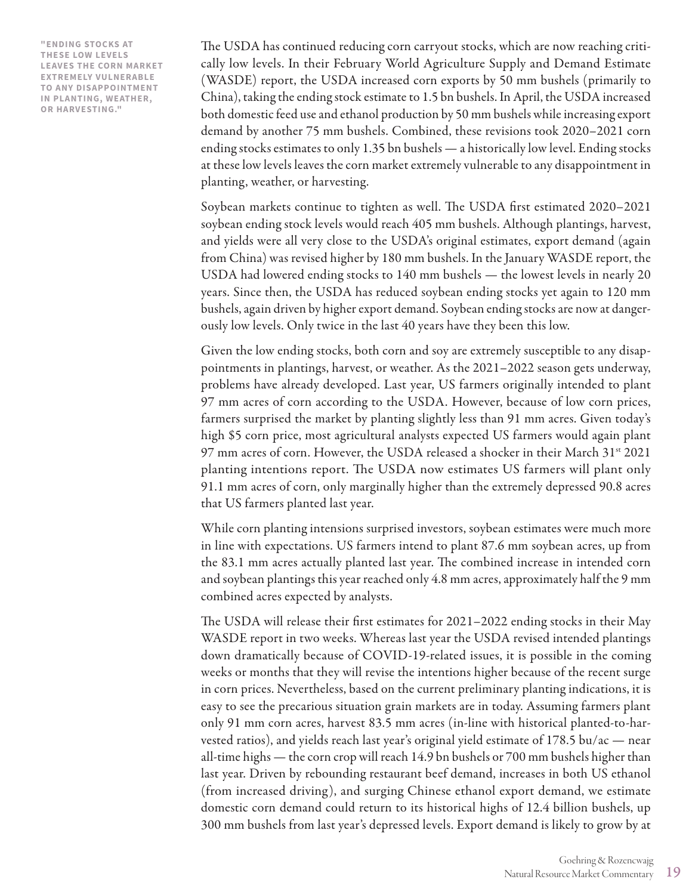**"ENDING STOCKS AT THESE LOW LEVELS LEAVES THE CORN MARKET EXTREMELY VULNERABLE TO ANY DISAPPOINTMENT IN PLANTING, WEATHER, OR HARVESTING."**

The USDA has continued reducing corn carryout stocks, which are now reaching critically low levels. In their February World Agriculture Supply and Demand Estimate (WASDE) report, the USDA increased corn exports by 50 mm bushels (primarily to China), taking the ending stock estimate to 1.5 bn bushels. In April, the USDA increased both domestic feed use and ethanol production by 50 mm bushels while increasing export demand by another 75 mm bushels. Combined, these revisions took 2020–2021 corn ending stocks estimates to only 1.35 bn bushels — a historically low level. Ending stocks at these low levels leaves the corn market extremely vulnerable to any disappointment in planting, weather, or harvesting.

Soybean markets continue to tighten as well. The USDA first estimated 2020–2021 soybean ending stock levels would reach 405 mm bushels. Although plantings, harvest, and yields were all very close to the USDA's original estimates, export demand (again from China) was revised higher by 180 mm bushels. In the January WASDE report, the USDA had lowered ending stocks to 140 mm bushels — the lowest levels in nearly 20 years. Since then, the USDA has reduced soybean ending stocks yet again to 120 mm bushels, again driven by higher export demand. Soybean ending stocks are now at dangerously low levels. Only twice in the last 40 years have they been this low.

Given the low ending stocks, both corn and soy are extremely susceptible to any disappointments in plantings, harvest, or weather. As the 2021–2022 season gets underway, problems have already developed. Last year, US farmers originally intended to plant 97 mm acres of corn according to the USDA. However, because of low corn prices, farmers surprised the market by planting slightly less than 91 mm acres. Given today's high $5 corn price, most agricultural analysts expected US farmers would again plant 97 mm acres of corn. However, the USDA released a shocker in their March 31st 2021 planting intentions report. The USDA now estimates US farmers will plant only 91.1 mm acres of corn, only marginally higher than the extremely depressed 90.8 acres that US farmers planted last year.

While corn planting intensions surprised investors, soybean estimates were much more in line with expectations. US farmers intend to plant 87.6 mm soybean acres, up from the 83.1 mm acres actually planted last year. The combined increase in intended corn and soybean plantings this year reached only 4.8 mm acres, approximately half the 9 mm combined acres expected by analysts.

The USDA will release their first estimates for 2021–2022 ending stocks in their May WASDE report in two weeks. Whereas last year the USDA revised intended plantings down dramatically because of COVID-19-related issues, it is possible in the coming weeks or months that they will revise the intentions higher because of the recent surge in corn prices. Nevertheless, based on the current preliminary planting indications, it is easy to see the precarious situation grain markets are in today. Assuming farmers plant only 91 mm corn acres, harvest 83.5 mm acres (in-line with historical planted-to-harvested ratios), and yields reach last year's original yield estimate of 178.5 bu/ac — near all-time highs — the corn crop will reach 14.9 bn bushels or 700 mm bushels higher than last year. Driven by rebounding restaurant beef demand, increases in both US ethanol (from increased driving), and surging Chinese ethanol export demand, we estimate domestic corn demand could return to its historical highs of 12.4 billion bushels, up 300 mm bushels from last year's depressed levels. Export demand is likely to grow by at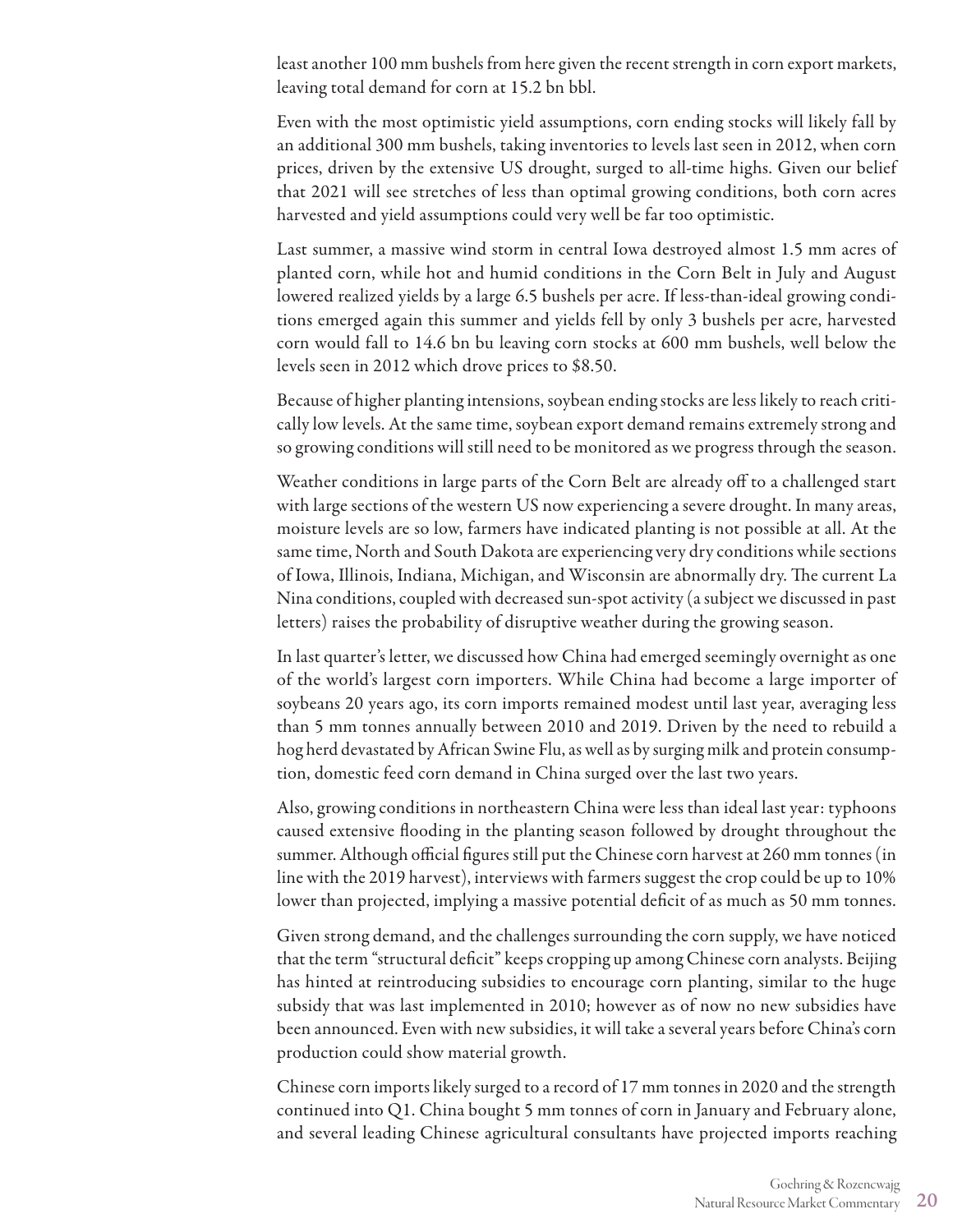least another 100 mm bushels from here given the recent strength in corn export markets, leaving total demand for corn at 15.2 bn bbl.

Even with the most optimistic yield assumptions, corn ending stocks will likely fall by an additional 300 mm bushels, taking inventories to levels last seen in 2012, when corn prices, driven by the extensive US drought, surged to all-time highs. Given our belief that 2021 will see stretches of less than optimal growing conditions, both corn acres harvested and yield assumptions could very well be far too optimistic.

Last summer, a massive wind storm in central Iowa destroyed almost 1.5 mm acres of planted corn, while hot and humid conditions in the Corn Belt in July and August lowered realized yields by a large 6.5 bushels per acre. If less-than-ideal growing conditions emerged again this summer and yields fell by only 3 bushels per acre, harvested corn would fall to 14.6 bn bu leaving corn stocks at 600 mm bushels, well below the levels seen in 2012 which drove prices to $8.50.

Because of higher planting intensions, soybean ending stocks are less likely to reach critically low levels. At the same time, soybean export demand remains extremely strong and so growing conditions will still need to be monitored as we progress through the season.

Weather conditions in large parts of the Corn Belt are already off to a challenged start with large sections of the western US now experiencing a severe drought. In many areas, moisture levels are so low, farmers have indicated planting is not possible at all. At the same time, North and South Dakota are experiencing very dry conditions while sections of Iowa, Illinois, Indiana, Michigan, and Wisconsin are abnormally dry. The current La Nina conditions, coupled with decreased sun-spot activity (a subject we discussed in past letters) raises the probability of disruptive weather during the growing season.

In last quarter's letter, we discussed how China had emerged seemingly overnight as one of the world's largest corn importers. While China had become a large importer of soybeans 20 years ago, its corn imports remained modest until last year, averaging less than 5 mm tonnes annually between 2010 and 2019. Driven by the need to rebuild a hog herd devastated by African Swine Flu, as well as by surging milk and protein consumption, domestic feed corn demand in China surged over the last two years.

Also, growing conditions in northeastern China were less than ideal last year: typhoons caused extensive flooding in the planting season followed by drought throughout the summer. Although official figures still put the Chinese corn harvest at 260 mm tonnes (in line with the 2019 harvest), interviews with farmers suggest the crop could be up to 10% lower than projected, implying a massive potential deficit of as much as 50 mm tonnes.

Given strong demand, and the challenges surrounding the corn supply, we have noticed that the term "structural deficit" keeps cropping up among Chinese corn analysts. Beijing has hinted at reintroducing subsidies to encourage corn planting, similar to the huge subsidy that was last implemented in 2010; however as of now no new subsidies have been announced. Even with new subsidies, it will take a several years before China's corn production could show material growth.

Chinese corn imports likely surged to a record of 17 mm tonnes in 2020 and the strength continued into Q1. China bought 5 mm tonnes of corn in January and February alone, and several leading Chinese agricultural consultants have projected imports reaching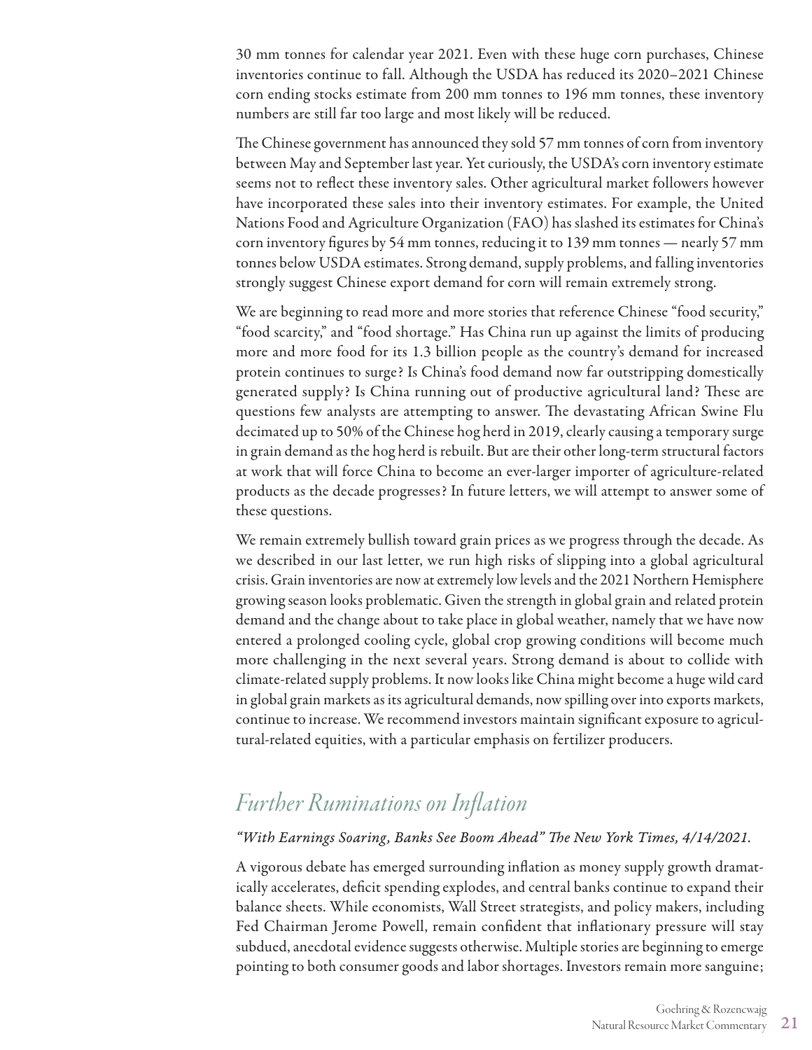30 mm tonnes for calendar year 2021. Even with these huge corn purchases, Chinese inventories continue to fall. Although the USDA has reduced its 2020–2021 Chinese corn ending stocks estimate from 200 mm tonnes to 196 mm tonnes, these inventory numbers are still far too large and most likely will be reduced.

The Chinese government has announced they sold 57 mm tonnes of corn from inventory between May and September last year. Yet curiously, the USDA's corn inventory estimate seems not to reflect these inventory sales. Other agricultural market followers however have incorporated these sales into their inventory estimates. For example, the United Nations Food and Agriculture Organization (FAO) has slashed its estimates for China's corn inventory figures by 54 mm tonnes, reducing it to 139 mm tonnes — nearly 57 mm tonnes below USDA estimates. Strong demand, supply problems, and falling inventories strongly suggest Chinese export demand for corn will remain extremely strong.

We are beginning to read more and more stories that reference Chinese "food security," "food scarcity," and "food shortage." Has China run up against the limits of producing more and more food for its 1.3 billion people as the country's demand for increased protein continues to surge? Is China's food demand now far outstripping domestically generated supply? Is China running out of productive agricultural land? These are questions few analysts are attempting to answer. The devastating African Swine Flu decimated up to 50% of the Chinese hog herd in 2019, clearly causing a temporary surge in grain demand as the hog herd is rebuilt. But are their other long-term structural factors at work that will force China to become an ever-larger importer of agriculture-related products as the decade progresses? In future letters, we will attempt to answer some of these questions.

We remain extremely bullish toward grain prices as we progress through the decade. As we described in our last letter, we run high risks of slipping into a global agricultural crisis. Grain inventories are now at extremely low levels and the 2021 Northern Hemisphere growing season looks problematic. Given the strength in global grain and related protein demand and the change about to take place in global weather, namely that we have now entered a prolonged cooling cycle, global crop growing conditions will become much more challenging in the next several years. Strong demand is about to collide with climate-related supply problems. It now looks like China might become a huge wild card in global grain markets as its agricultural demands, now spilling over into exports markets, continue to increase. We recommend investors maintain significant exposure to agricultural-related equities, with a particular emphasis on fertilizer producers.

## *Further Ruminations on Inflation*

***"With Earnings Soaring, Banks See Boom Ahead" The New York Times, 4/14/2021.***

A vigorous debate has emerged surrounding inflation as money supply growth dramatically accelerates, deficit spending explodes, and central banks continue to expand their balance sheets. While economists, Wall Street strategists, and policy makers, including Fed Chairman Jerome Powell, remain confident that inflationary pressure will stay subdued, anecdotal evidence suggests otherwise. Multiple stories are beginning to emerge pointing to both consumer goods and labor shortages. Investors remain more sanguine;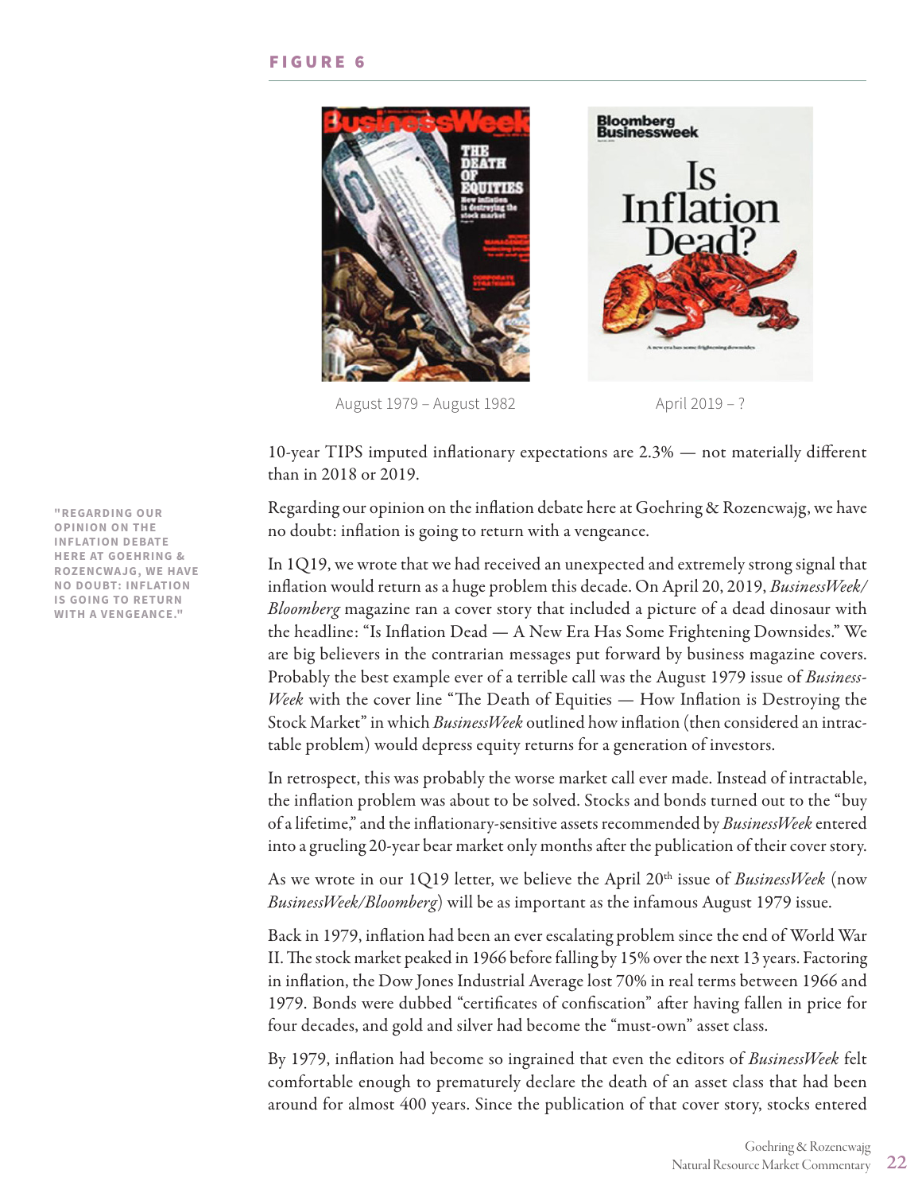FIGURE 6

August 1979 – August 1982

April 2019 – ?

10-year TIPS imputed inflationary expectations are 2.3% — not materially different than in 2018 or 2019.

Regarding our opinion on the inflation debate here at Goehring & Rozencwajg, we have no doubt: inflation is going to return with a vengeance.

In 1Q19, we wrote that we had received an unexpected and extremely strong signal that inflation would return as a huge problem this decade. On April 20, 2019, *BusinessWeek/Bloomberg* magazine ran a cover story that included a picture of a dead dinosaur with the headline: "Is Inflation Dead — A New Era Has Some Frightening Downsides." We are big believers in the contrarian messages put forward by business magazine covers. Probably the best example ever of a terrible call was the August 1979 issue of *BusinessWeek* with the cover line "The Death of Equities — How Inflation is Destroying the Stock Market" in which *BusinessWeek* outlined how inflation (then considered an intractable problem) would depress equity returns for a generation of investors.

In retrospect, this was probably the worse market call ever made. Instead of intractable, the inflation problem was about to be solved. Stocks and bonds turned out to the "buy of a lifetime," and the inflationary-sensitive assets recommended by *BusinessWeek* entered into a grueling 20-year bear market only months after the publication of their cover story.

As we wrote in our 1Q19 letter, we believe the April 20th issue of *BusinessWeek* (now *BusinessWeek/Bloomberg*) will be as important as the infamous August 1979 issue.

Back in 1979, inflation had been an ever escalating problem since the end of World War II. The stock market peaked in 1966 before falling by 15% over the next 13 years. Factoring in inflation, the Dow Jones Industrial Average lost 70% in real terms between 1966 and 1979. Bonds were dubbed "certificates of confiscation" after having fallen in price for four decades, and gold and silver had become the "must-own" asset class.

By 1979, inflation had become so ingrained that even the editors of *BusinessWeek* felt comfortable enough to prematurely declare the death of an asset class that had been around for almost 400 years. Since the publication of that cover story, stocks entered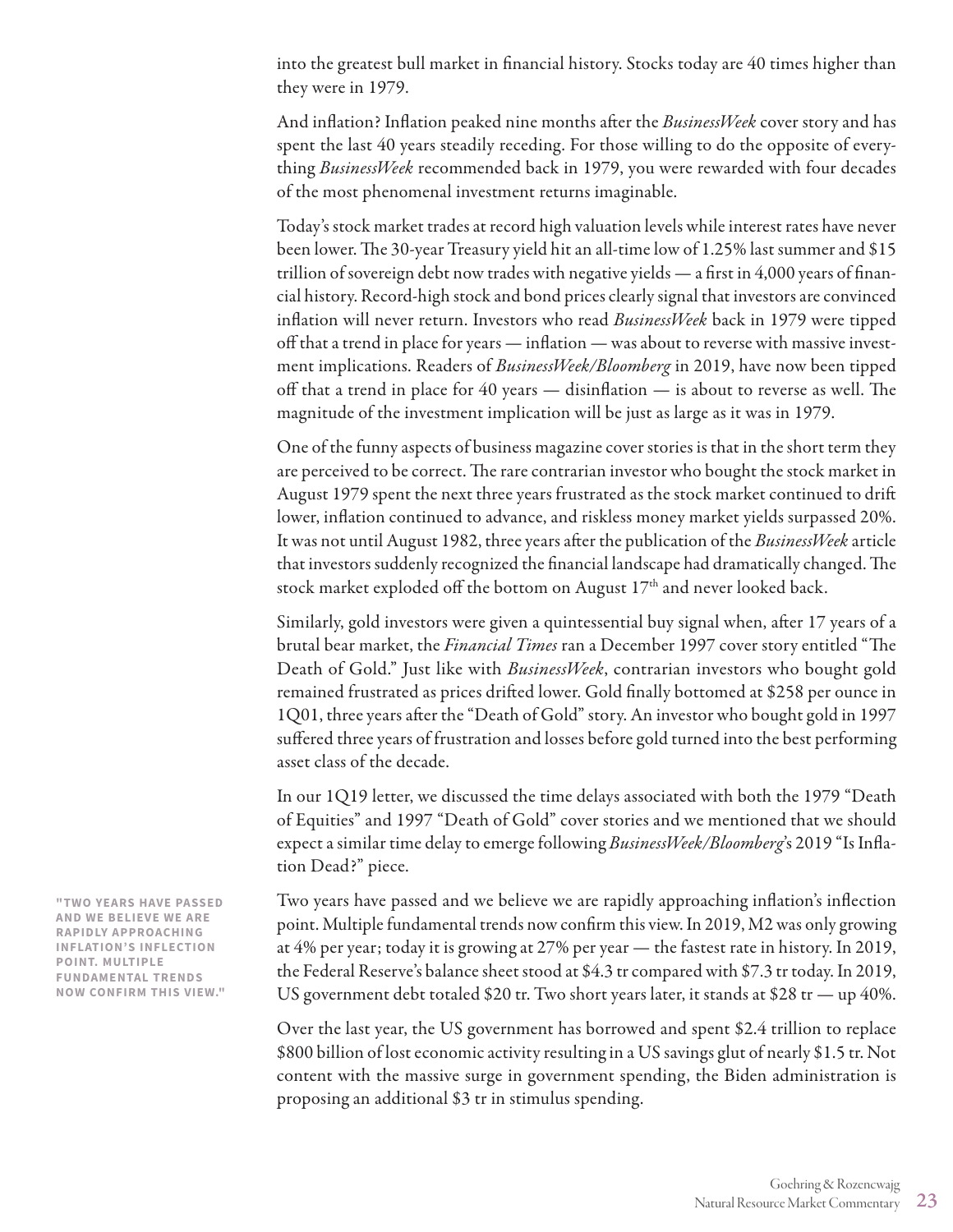into the greatest bull market in financial history. Stocks today are 40 times higher than they were in 1979.

And inflation? Inflation peaked nine months after the *BusinessWeek* cover story and has spent the last 40 years steadily receding. For those willing to do the opposite of everything *BusinessWeek* recommended back in 1979, you were rewarded with four decades of the most phenomenal investment returns imaginable.

Today's stock market trades at record high valuation levels while interest rates have never been lower. The 30-year Treasury yield hit an all-time low of 1.25% last summer and $15 trillion of sovereign debt now trades with negative yields — a first in 4,000 years of financial history. Record-high stock and bond prices clearly signal that investors are convinced inflation will never return. Investors who read *BusinessWeek* back in 1979 were tipped off that a trend in place for years — inflation — was about to reverse with massive investment implications. Readers of *BusinessWeek/Bloomberg* in 2019, have now been tipped off that a trend in place for 40 years — disinflation — is about to reverse as well. The magnitude of the investment implication will be just as large as it was in 1979.

One of the funny aspects of business magazine cover stories is that in the short term they are perceived to be correct. The rare contrarian investor who bought the stock market in August 1979 spent the next three years frustrated as the stock market continued to drift lower, inflation continued to advance, and riskless money market yields surpassed 20%. It was not until August 1982, three years after the publication of the *BusinessWeek* article that investors suddenly recognized the financial landscape had dramatically changed. The stock market exploded off the bottom on August 17th and never looked back.

Similarly, gold investors were given a quintessential buy signal when, after 17 years of a brutal bear market, the *Financial Times* ran a December 1997 cover story entitled "The Death of Gold." Just like with *BusinessWeek*, contrarian investors who bought gold remained frustrated as prices drifted lower. Gold finally bottomed at $258 per ounce in 1Q01, three years after the "Death of Gold" story. An investor who bought gold in 1997 suffered three years of frustration and losses before gold turned into the best performing asset class of the decade.

In our 1Q19 letter, we discussed the time delays associated with both the 1979 "Death of Equities" and 1997 "Death of Gold" cover stories and we mentioned that we should expect a similar time delay to emerge following *BusinessWeek/Bloomberg*'s 2019 "Is Inflation Dead?" piece.

**"TWO YEARS HAVE PASSED AND WE BELIEVE WE ARE RAPIDLY APPROACHING INFLATION'S INFLECTION POINT. MULTIPLE FUNDAMENTAL TRENDS NOW CONFIRM THIS VIEW."**

Two years have passed and we believe we are rapidly approaching inflation's inflection point. Multiple fundamental trends now confirm this view. In 2019, M2 was only growing at 4% per year; today it is growing at 27% per year — the fastest rate in history. In 2019, the Federal Reserve's balance sheet stood at $4.3 tr compared with $7.3 tr today. In 2019, US government debt totaled $20 tr. Two short years later, it stands at $28 tr — up 40%.

Over the last year, the US government has borrowed and spent $2.4 trillion to replace $800 billion of lost economic activity resulting in a US savings glut of nearly $1.5 tr. Not content with the massive surge in government spending, the Biden administration is proposing an additional $3 tr in stimulus spending.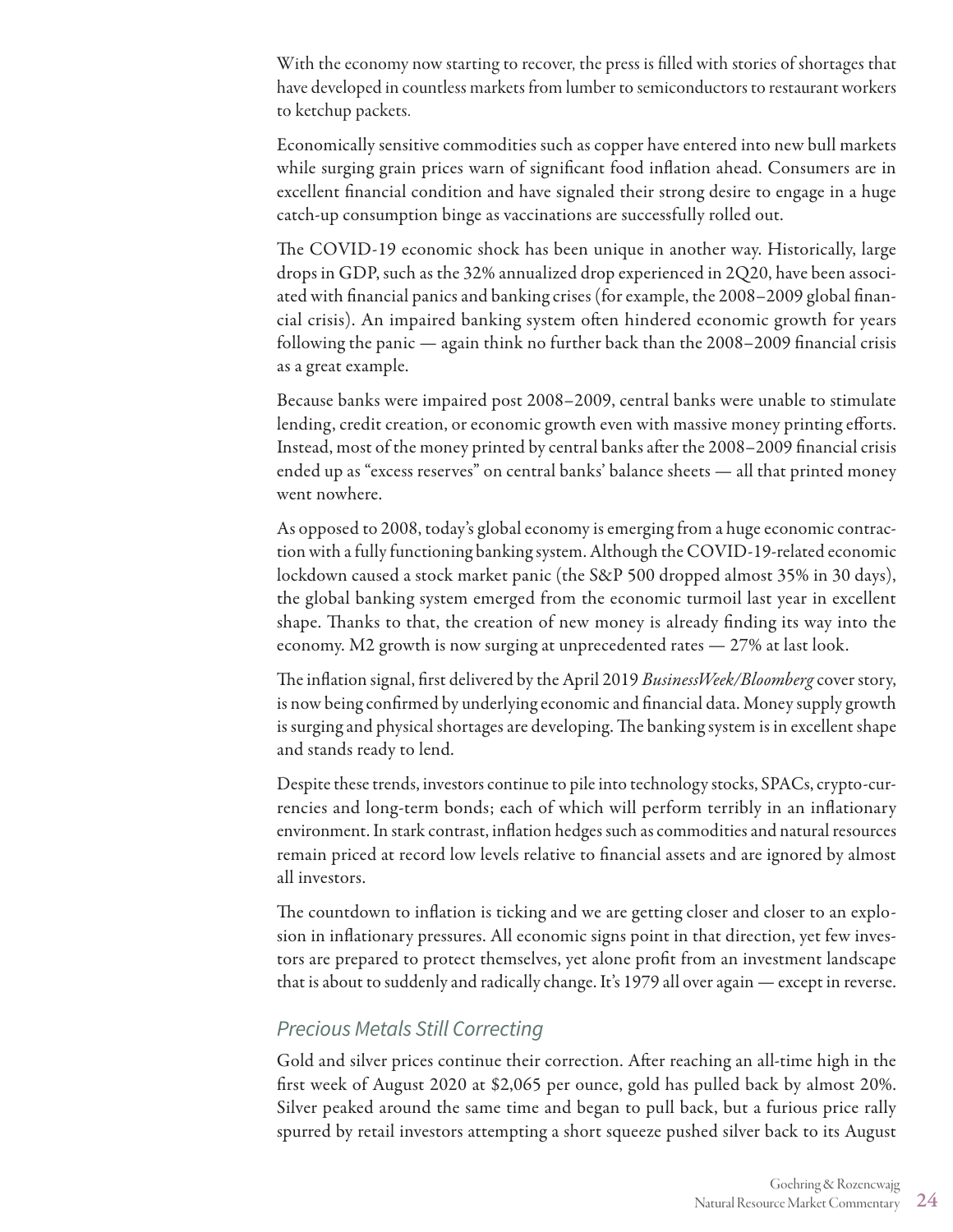With the economy now starting to recover, the press is filled with stories of shortages that have developed in countless markets from lumber to semiconductors to restaurant workers to ketchup packets.

Economically sensitive commodities such as copper have entered into new bull markets while surging grain prices warn of significant food inflation ahead. Consumers are in excellent financial condition and have signaled their strong desire to engage in a huge catch-up consumption binge as vaccinations are successfully rolled out.

The COVID-19 economic shock has been unique in another way. Historically, large drops in GDP, such as the 32% annualized drop experienced in 2Q20, have been associated with financial panics and banking crises (for example, the 2008–2009 global financial crisis). An impaired banking system often hindered economic growth for years following the panic — again think no further back than the 2008–2009 financial crisis as a great example.

Because banks were impaired post 2008–2009, central banks were unable to stimulate lending, credit creation, or economic growth even with massive money printing efforts. Instead, most of the money printed by central banks after the 2008–2009 financial crisis ended up as "excess reserves" on central banks' balance sheets — all that printed money went nowhere.

As opposed to 2008, today's global economy is emerging from a huge economic contraction with a fully functioning banking system. Although the COVID-19-related economic lockdown caused a stock market panic (the S&P 500 dropped almost 35% in 30 days), the global banking system emerged from the economic turmoil last year in excellent shape. Thanks to that, the creation of new money is already finding its way into the economy. M2 growth is now surging at unprecedented rates — 27% at last look.

The inflation signal, first delivered by the April 2019 *BusinessWeek/Bloomberg* cover story, is now being confirmed by underlying economic and financial data. Money supply growth is surging and physical shortages are developing. The banking system is in excellent shape and stands ready to lend.

Despite these trends, investors continue to pile into technology stocks, SPACs, crypto-currencies and long-term bonds; each of which will perform terribly in an inflationary environment. In stark contrast, inflation hedges such as commodities and natural resources remain priced at record low levels relative to financial assets and are ignored by almost all investors.

The countdown to inflation is ticking and we are getting closer and closer to an explosion in inflationary pressures. All economic signs point in that direction, yet few investors are prepared to protect themselves, yet alone profit from an investment landscape that is about to suddenly and radically change. It's 1979 all over again — except in reverse.

## *Precious Metals Still Correcting*

Gold and silver prices continue their correction. After reaching an all-time high in the first week of August 2020 at $2,065 per ounce, gold has pulled back by almost 20%. Silver peaked around the same time and began to pull back, but a furious price rally spurred by retail investors attempting a short squeeze pushed silver back to its August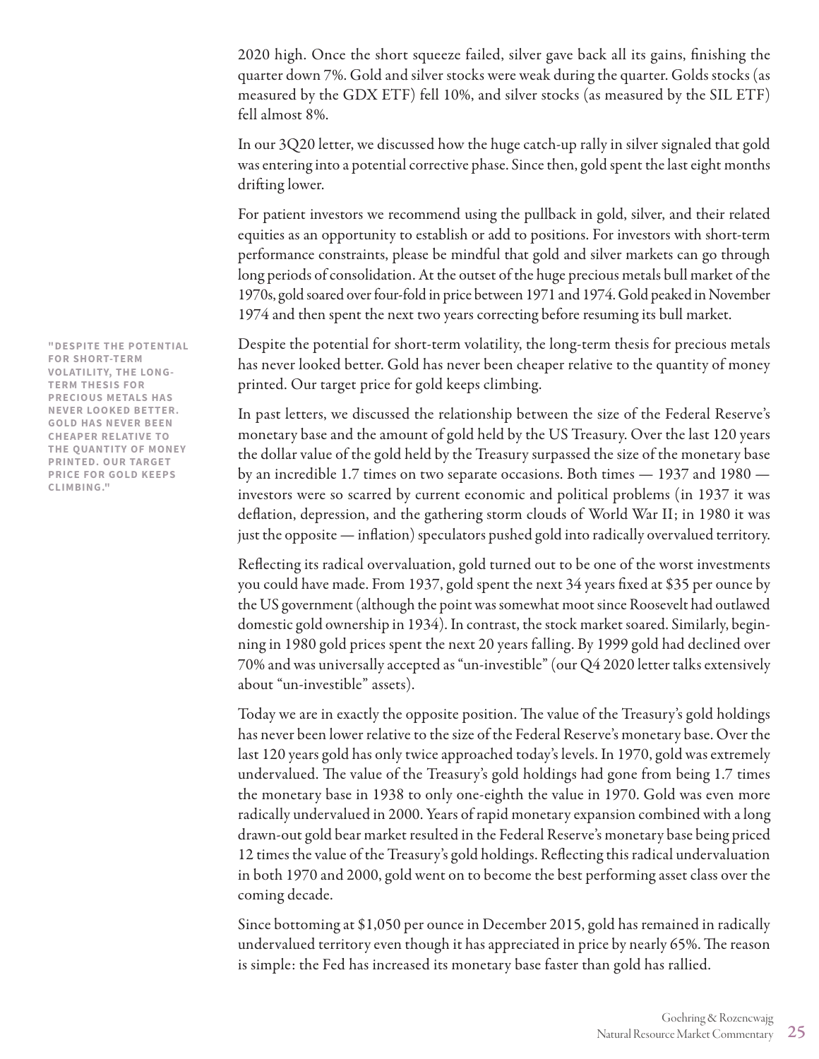2020 high. Once the short squeeze failed, silver gave back all its gains, finishing the quarter down 7%. Gold and silver stocks were weak during the quarter. Golds stocks (as measured by the GDX ETF) fell 10%, and silver stocks (as measured by the SIL ETF) fell almost 8%.

In our 3Q20 letter, we discussed how the huge catch-up rally in silver signaled that gold was entering into a potential corrective phase. Since then, gold spent the last eight months drifting lower.

For patient investors we recommend using the pullback in gold, silver, and their related equities as an opportunity to establish or add to positions. For investors with short-term performance constraints, please be mindful that gold and silver markets can go through long periods of consolidation. At the outset of the huge precious metals bull market of the 1970s, gold soared over four-fold in price between 1971 and 1974. Gold peaked in November 1974 and then spent the next two years correcting before resuming its bull market.

> **"DESPITE THE POTENTIAL FOR SHORT-TERM VOLATILITY, THE LONG-TERM THESIS FOR PRECIOUS METALS HAS NEVER LOOKED BETTER. GOLD HAS NEVER BEEN CHEAPER RELATIVE TO THE QUANTITY OF MONEY PRINTED. OUR TARGET PRICE FOR GOLD KEEPS CLIMBING."**

Despite the potential for short-term volatility, the long-term thesis for precious metals has never looked better. Gold has never been cheaper relative to the quantity of money printed. Our target price for gold keeps climbing.

In past letters, we discussed the relationship between the size of the Federal Reserve's monetary base and the amount of gold held by the US Treasury. Over the last 120 years the dollar value of the gold held by the Treasury surpassed the size of the monetary base by an incredible 1.7 times on two separate occasions. Both times — 1937 and 1980 — investors were so scarred by current economic and political problems (in 1937 it was deflation, depression, and the gathering storm clouds of World War II; in 1980 it was just the opposite — inflation) speculators pushed gold into radically overvalued territory.

Reflecting its radical overvaluation, gold turned out to be one of the worst investments you could have made. From 1937, gold spent the next 34 years fixed at $35 per ounce by the US government (although the point was somewhat moot since Roosevelt had outlawed domestic gold ownership in 1934). In contrast, the stock market soared. Similarly, beginning in 1980 gold prices spent the next 20 years falling. By 1999 gold had declined over 70% and was universally accepted as "un-investible" (our Q4 2020 letter talks extensively about "un-investible" assets).

Today we are in exactly the opposite position. The value of the Treasury's gold holdings has never been lower relative to the size of the Federal Reserve's monetary base. Over the last 120 years gold has only twice approached today's levels. In 1970, gold was extremely undervalued. The value of the Treasury's gold holdings had gone from being 1.7 times the monetary base in 1938 to only one-eighth the value in 1970. Gold was even more radically undervalued in 2000. Years of rapid monetary expansion combined with a long drawn-out gold bear market resulted in the Federal Reserve's monetary base being priced 12 times the value of the Treasury's gold holdings. Reflecting this radical undervaluation in both 1970 and 2000, gold went on to become the best performing asset class over the coming decade.

Since bottoming at $1,050 per ounce in December 2015, gold has remained in radically undervalued territory even though it has appreciated in price by nearly 65%. The reason is simple: the Fed has increased its monetary base faster than gold has rallied.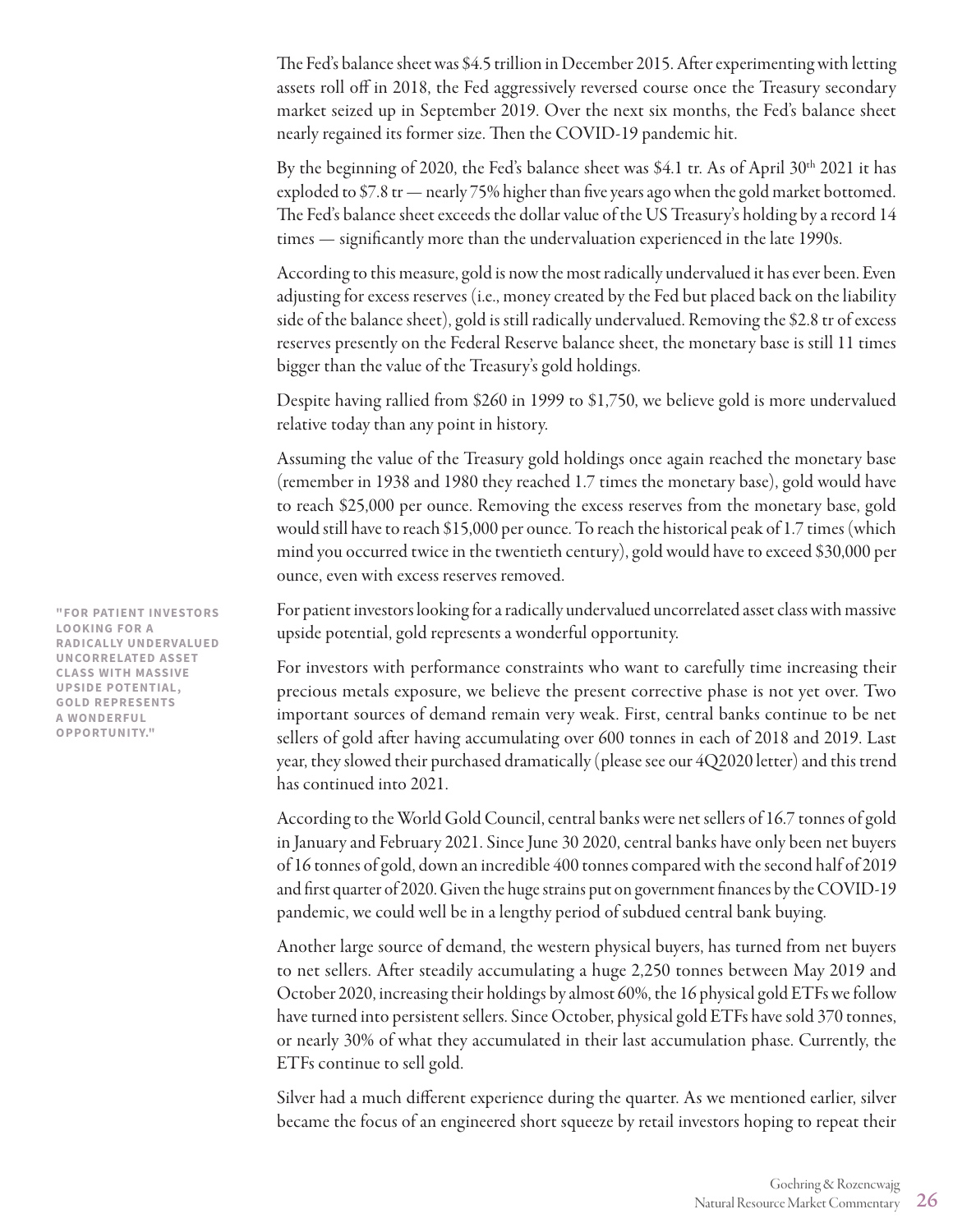The Fed's balance sheet was \$4.5 trillion in December 2015. After experimenting with letting assets roll off in 2018, the Fed aggressively reversed course once the Treasury secondary market seized up in September 2019. Over the next six months, the Fed's balance sheet nearly regained its former size. Then the COVID-19 pandemic hit.

By the beginning of 2020, the Fed's balance sheet was \$4.1 tr. As of April 30th 2021 it has exploded to \$7.8 tr — nearly 75% higher than five years ago when the gold market bottomed. The Fed's balance sheet exceeds the dollar value of the US Treasury's holding by a record 14 times — significantly more than the undervaluation experienced in the late 1990s.

According to this measure, gold is now the most radically undervalued it has ever been. Even adjusting for excess reserves (i.e., money created by the Fed but placed back on the liability side of the balance sheet), gold is still radically undervalued. Removing the \$2.8 tr of excess reserves presently on the Federal Reserve balance sheet, the monetary base is still 11 times bigger than the value of the Treasury's gold holdings.

Despite having rallied from \$260 in 1999 to \$1,750, we believe gold is more undervalued relative today than any point in history.

Assuming the value of the Treasury gold holdings once again reached the monetary base (remember in 1938 and 1980 they reached 1.7 times the monetary base), gold would have to reach \$25,000 per ounce. Removing the excess reserves from the monetary base, gold would still have to reach \$15,000 per ounce. To reach the historical peak of 1.7 times (which mind you occurred twice in the twentieth century), gold would have to exceed \$30,000 per ounce, even with excess reserves removed.

**"FOR PATIENT INVESTORS LOOKING FOR A RADICALLY UNDERVALUED UNCORRELATED ASSET CLASS WITH MASSIVE UPSIDE POTENTIAL, GOLD REPRESENTS A WONDERFUL OPPORTUNITY."**

For patient investors looking for a radically undervalued uncorrelated asset class with massive upside potential, gold represents a wonderful opportunity.

For investors with performance constraints who want to carefully time increasing their precious metals exposure, we believe the present corrective phase is not yet over. Two important sources of demand remain very weak. First, central banks continue to be net sellers of gold after having accumulating over 600 tonnes in each of 2018 and 2019. Last year, they slowed their purchased dramatically (please see our 4Q2020 letter) and this trend has continued into 2021.

According to the World Gold Council, central banks were net sellers of 16.7 tonnes of gold in January and February 2021. Since June 30 2020, central banks have only been net buyers of 16 tonnes of gold, down an incredible 400 tonnes compared with the second half of 2019 and first quarter of 2020. Given the huge strains put on government finances by the COVID-19 pandemic, we could well be in a lengthy period of subdued central bank buying.

Another large source of demand, the western physical buyers, has turned from net buyers to net sellers. After steadily accumulating a huge 2,250 tonnes between May 2019 and October 2020, increasing their holdings by almost 60%, the 16 physical gold ETFs we follow have turned into persistent sellers. Since October, physical gold ETFs have sold 370 tonnes, or nearly 30% of what they accumulated in their last accumulation phase. Currently, the ETFs continue to sell gold.

Silver had a much different experience during the quarter. As we mentioned earlier, silver became the focus of an engineered short squeeze by retail investors hoping to repeat their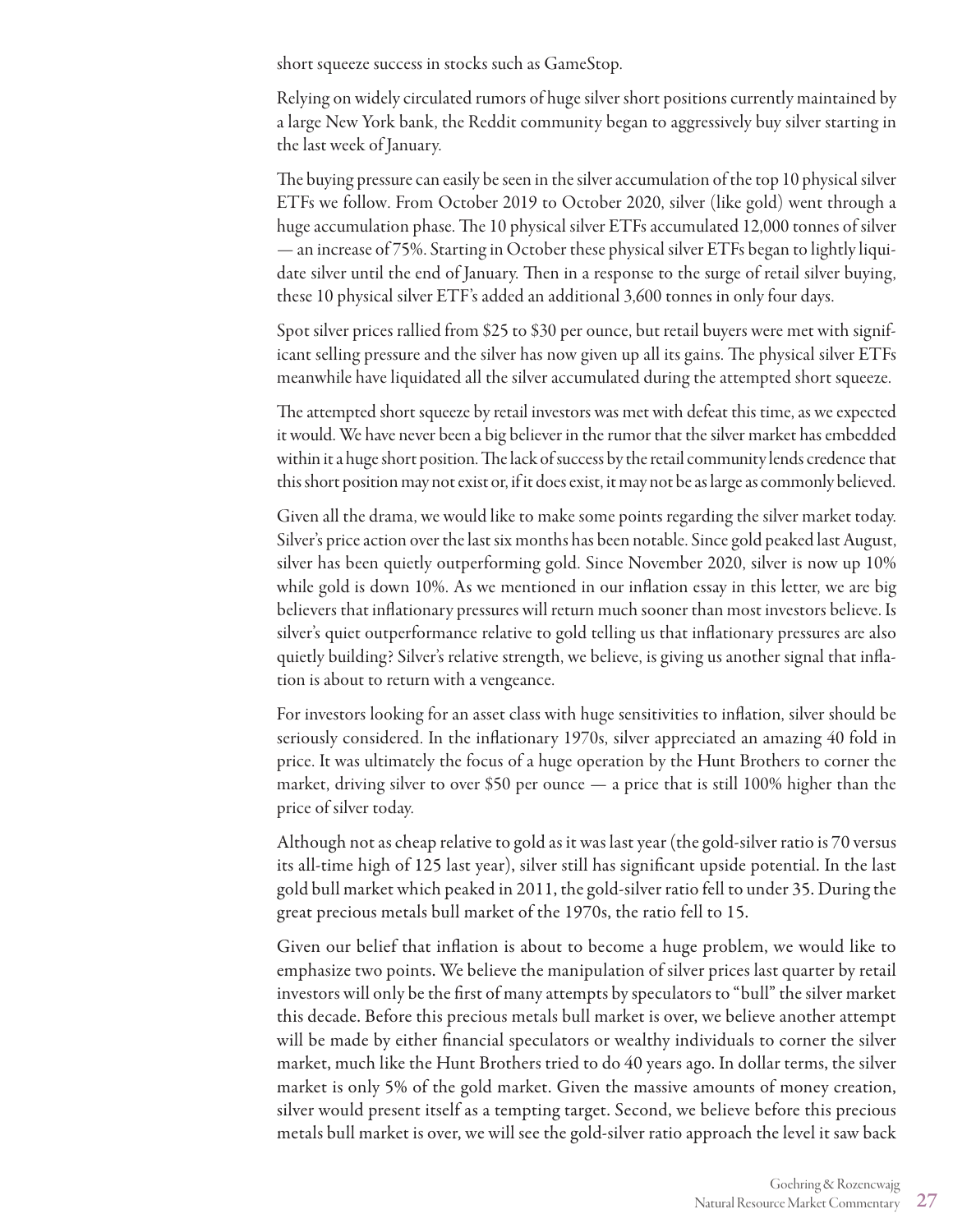short squeeze success in stocks such as GameStop.

Relying on widely circulated rumors of huge silver short positions currently maintained by a large New York bank, the Reddit community began to aggressively buy silver starting in the last week of January.

The buying pressure can easily be seen in the silver accumulation of the top 10 physical silver ETFs we follow. From October 2019 to October 2020, silver (like gold) went through a huge accumulation phase. The 10 physical silver ETFs accumulated 12,000 tonnes of silver — an increase of 75%. Starting in October these physical silver ETFs began to lightly liquidate silver until the end of January. Then in a response to the surge of retail silver buying, these 10 physical silver ETF's added an additional 3,600 tonnes in only four days.

Spot silver prices rallied from $25 to $30 per ounce, but retail buyers were met with significant selling pressure and the silver has now given up all its gains. The physical silver ETFs meanwhile have liquidated all the silver accumulated during the attempted short squeeze.

The attempted short squeeze by retail investors was met with defeat this time, as we expected it would. We have never been a big believer in the rumor that the silver market has embedded within it a huge short position. The lack of success by the retail community lends credence that this short position may not exist or, if it does exist, it may not be as large as commonly believed.

Given all the drama, we would like to make some points regarding the silver market today. Silver's price action over the last six months has been notable. Since gold peaked last August, silver has been quietly outperforming gold. Since November 2020, silver is now up 10% while gold is down 10%. As we mentioned in our inflation essay in this letter, we are big believers that inflationary pressures will return much sooner than most investors believe. Is silver's quiet outperformance relative to gold telling us that inflationary pressures are also quietly building? Silver's relative strength, we believe, is giving us another signal that inflation is about to return with a vengeance.

For investors looking for an asset class with huge sensitivities to inflation, silver should be seriously considered. In the inflationary 1970s, silver appreciated an amazing 40 fold in price. It was ultimately the focus of a huge operation by the Hunt Brothers to corner the market, driving silver to over $50 per ounce — a price that is still 100% higher than the price of silver today.

Although not as cheap relative to gold as it was last year (the gold-silver ratio is 70 versus its all-time high of 125 last year), silver still has significant upside potential. In the last gold bull market which peaked in 2011, the gold-silver ratio fell to under 35. During the great precious metals bull market of the 1970s, the ratio fell to 15.

Given our belief that inflation is about to become a huge problem, we would like to emphasize two points. We believe the manipulation of silver prices last quarter by retail investors will only be the first of many attempts by speculators to "bull" the silver market this decade. Before this precious metals bull market is over, we believe another attempt will be made by either financial speculators or wealthy individuals to corner the silver market, much like the Hunt Brothers tried to do 40 years ago. In dollar terms, the silver market is only 5% of the gold market. Given the massive amounts of money creation, silver would present itself as a tempting target. Second, we believe before this precious metals bull market is over, we will see the gold-silver ratio approach the level it saw back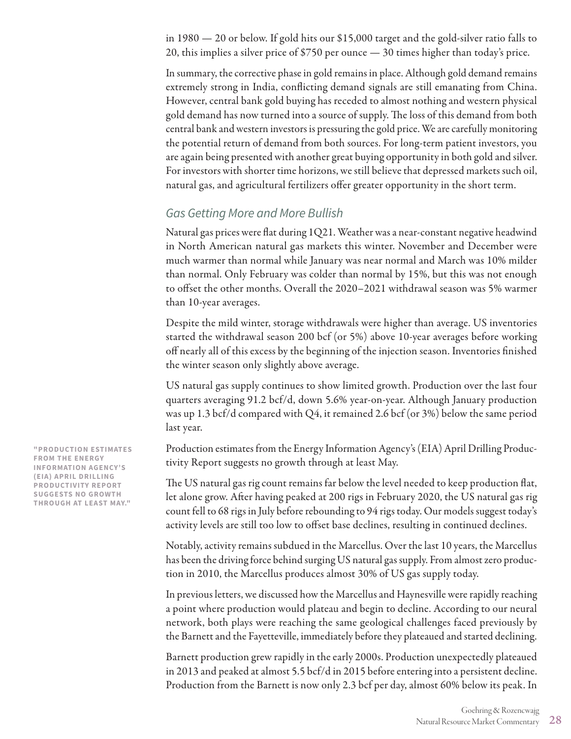in 1980 — 20 or below. If gold hits our $15,000 target and the gold-silver ratio falls to 20, this implies a silver price of $750 per ounce — 30 times higher than today's price.

In summary, the corrective phase in gold remains in place. Although gold demand remains extremely strong in India, conflicting demand signals are still emanating from China. However, central bank gold buying has receded to almost nothing and western physical gold demand has now turned into a source of supply. The loss of this demand from both central bank and western investors is pressuring the gold price. We are carefully monitoring the potential return of demand from both sources. For long-term patient investors, you are again being presented with another great buying opportunity in both gold and silver. For investors with shorter time horizons, we still believe that depressed markets such oil, natural gas, and agricultural fertilizers offer greater opportunity in the short term.

## *Gas Getting More and More Bullish*

Natural gas prices were flat during 1Q21. Weather was a near-constant negative headwind in North American natural gas markets this winter. November and December were much warmer than normal while January was near normal and March was 10% milder than normal. Only February was colder than normal by 15%, but this was not enough to offset the other months. Overall the 2020–2021 withdrawal season was 5% warmer than 10-year averages.

Despite the mild winter, storage withdrawals were higher than average. US inventories started the withdrawal season 200 bcf (or 5%) above 10-year averages before working off nearly all of this excess by the beginning of the injection season. Inventories finished the winter season only slightly above average.

US natural gas supply continues to show limited growth. Production over the last four quarters averaging 91.2 bcf/d, down 5.6% year-on-year. Although January production was up 1.3 bcf/d compared with Q4, it remained 2.6 bcf (or 3%) below the same period last year.

**"PRODUCTION ESTIMATES FROM THE ENERGY INFORMATION AGENCY'S (EIA) APRIL DRILLING PRODUCTIVITY REPORT SUGGESTS NO GROWTH THROUGH AT LEAST MAY."**

Production estimates from the Energy Information Agency's (EIA) April Drilling Productivity Report suggests no growth through at least May.

The US natural gas rig count remains far below the level needed to keep production flat, let alone grow. After having peaked at 200 rigs in February 2020, the US natural gas rig count fell to 68 rigs in July before rebounding to 94 rigs today. Our models suggest today's activity levels are still too low to offset base declines, resulting in continued declines.

Notably, activity remains subdued in the Marcellus. Over the last 10 years, the Marcellus has been the driving force behind surging US natural gas supply. From almost zero production in 2010, the Marcellus produces almost 30% of US gas supply today.

In previous letters, we discussed how the Marcellus and Haynesville were rapidly reaching a point where production would plateau and begin to decline. According to our neural network, both plays were reaching the same geological challenges faced previously by the Barnett and the Fayetteville, immediately before they plateaued and started declining.

Barnett production grew rapidly in the early 2000s. Production unexpectedly plateaued in 2013 and peaked at almost 5.5 bcf/d in 2015 before entering into a persistent decline. Production from the Barnett is now only 2.3 bcf per day, almost 60% below its peak. In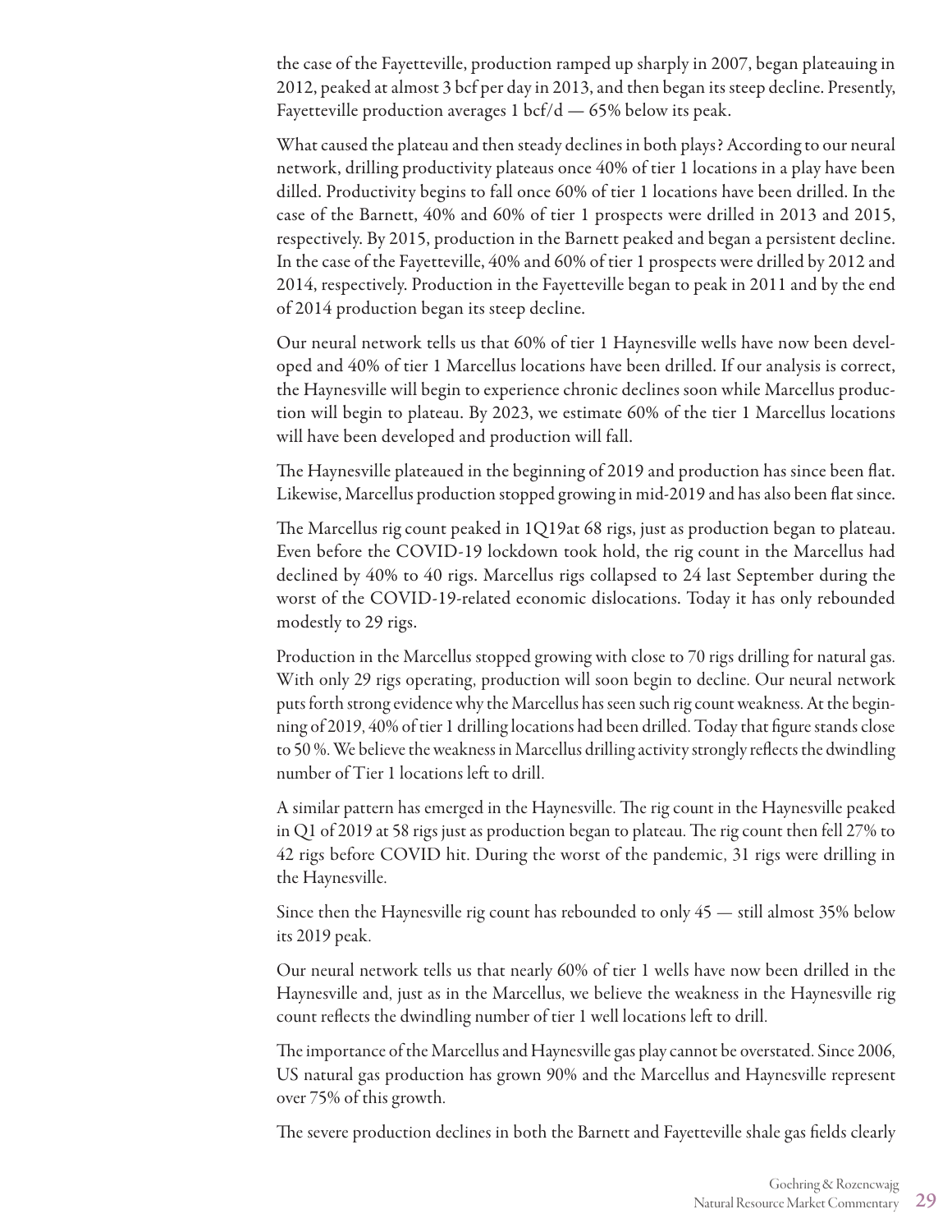the case of the Fayetteville, production ramped up sharply in 2007, began plateauing in 2012, peaked at almost 3 bcf per day in 2013, and then began its steep decline. Presently, Fayetteville production averages 1 bcf/d — 65% below its peak.

What caused the plateau and then steady declines in both plays? According to our neural network, drilling productivity plateaus once 40% of tier 1 locations in a play have been dilled. Productivity begins to fall once 60% of tier 1 locations have been drilled. In the case of the Barnett, 40% and 60% of tier 1 prospects were drilled in 2013 and 2015, respectively. By 2015, production in the Barnett peaked and began a persistent decline. In the case of the Fayetteville, 40% and 60% of tier 1 prospects were drilled by 2012 and 2014, respectively. Production in the Fayetteville began to peak in 2011 and by the end of 2014 production began its steep decline.

Our neural network tells us that 60% of tier 1 Haynesville wells have now been developed and 40% of tier 1 Marcellus locations have been drilled. If our analysis is correct, the Haynesville will begin to experience chronic declines soon while Marcellus production will begin to plateau. By 2023, we estimate 60% of the tier 1 Marcellus locations will have been developed and production will fall.

The Haynesville plateaued in the beginning of 2019 and production has since been flat. Likewise, Marcellus production stopped growing in mid-2019 and has also been flat since.

The Marcellus rig count peaked in 1Q19at 68 rigs, just as production began to plateau. Even before the COVID-19 lockdown took hold, the rig count in the Marcellus had declined by 40% to 40 rigs. Marcellus rigs collapsed to 24 last September during the worst of the COVID-19-related economic dislocations. Today it has only rebounded modestly to 29 rigs.

Production in the Marcellus stopped growing with close to 70 rigs drilling for natural gas. With only 29 rigs operating, production will soon begin to decline. Our neural network puts forth strong evidence why the Marcellus has seen such rig count weakness. At the beginning of 2019, 40% of tier 1 drilling locations had been drilled. Today that figure stands close to 50 %. We believe the weakness in Marcellus drilling activity strongly reflects the dwindling number of Tier 1 locations left to drill.

A similar pattern has emerged in the Haynesville. The rig count in the Haynesville peaked in Q1 of 2019 at 58 rigs just as production began to plateau. The rig count then fell 27% to 42 rigs before COVID hit. During the worst of the pandemic, 31 rigs were drilling in the Haynesville.

Since then the Haynesville rig count has rebounded to only 45 — still almost 35% below its 2019 peak.

Our neural network tells us that nearly 60% of tier 1 wells have now been drilled in the Haynesville and, just as in the Marcellus, we believe the weakness in the Haynesville rig count reflects the dwindling number of tier 1 well locations left to drill.

The importance of the Marcellus and Haynesville gas play cannot be overstated. Since 2006, US natural gas production has grown 90% and the Marcellus and Haynesville represent over 75% of this growth.

The severe production declines in both the Barnett and Fayetteville shale gas fields clearly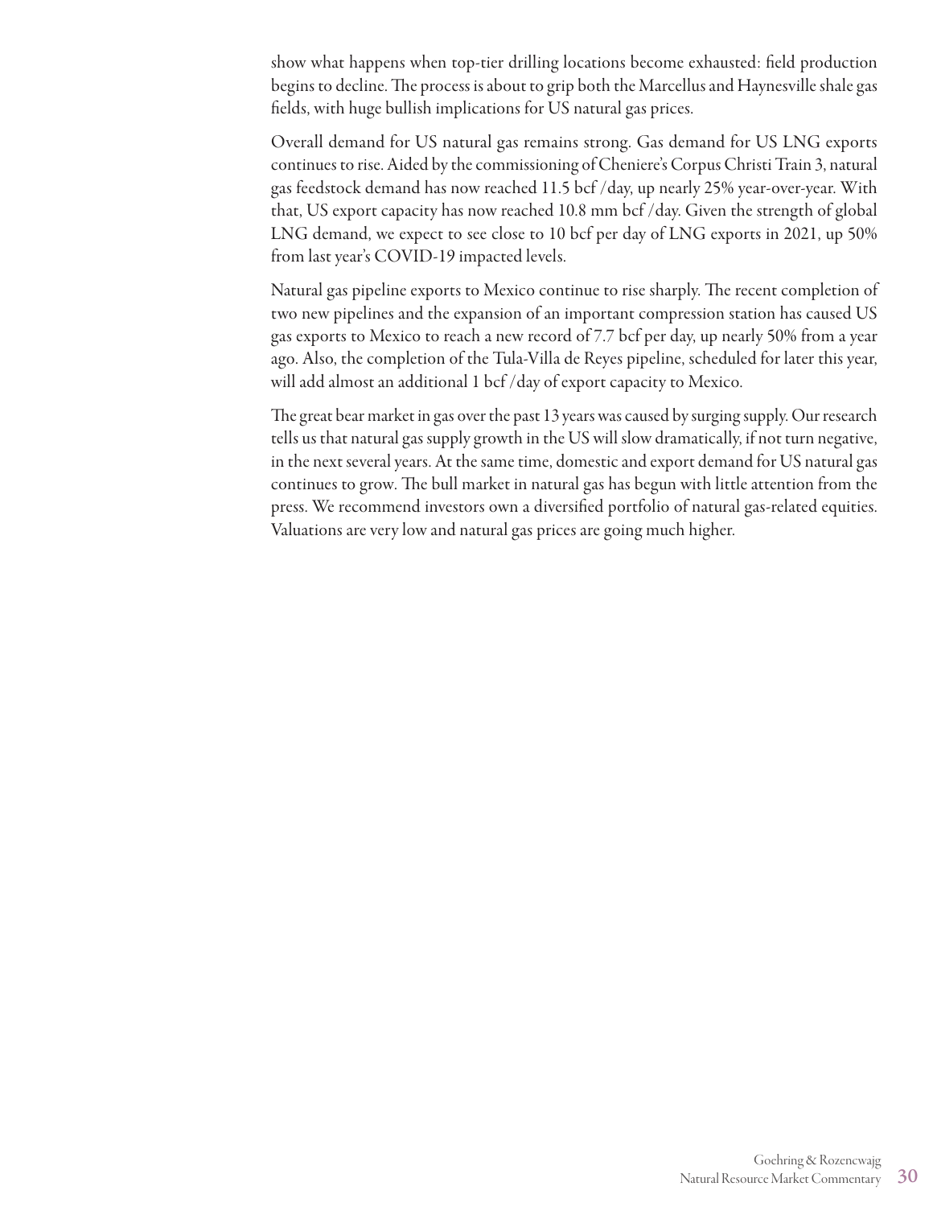show what happens when top-tier drilling locations become exhausted: field production begins to decline. The process is about to grip both the Marcellus and Haynesville shale gas fields, with huge bullish implications for US natural gas prices.

Overall demand for US natural gas remains strong. Gas demand for US LNG exports continues to rise. Aided by the commissioning of Cheniere's Corpus Christi Train 3, natural gas feedstock demand has now reached 11.5 bcf /day, up nearly 25% year-over-year. With that, US export capacity has now reached 10.8 mm bcf /day. Given the strength of global LNG demand, we expect to see close to 10 bcf per day of LNG exports in 2021, up 50% from last year's COVID-19 impacted levels.

Natural gas pipeline exports to Mexico continue to rise sharply. The recent completion of two new pipelines and the expansion of an important compression station has caused US gas exports to Mexico to reach a new record of 7.7 bcf per day, up nearly 50% from a year ago. Also, the completion of the Tula-Villa de Reyes pipeline, scheduled for later this year, will add almost an additional 1 bcf /day of export capacity to Mexico.

The great bear market in gas over the past 13 years was caused by surging supply. Our research tells us that natural gas supply growth in the US will slow dramatically, if not turn negative, in the next several years. At the same time, domestic and export demand for US natural gas continues to grow. The bull market in natural gas has begun with little attention from the press. We recommend investors own a diversified portfolio of natural gas-related equities. Valuations are very low and natural gas prices are going much higher.